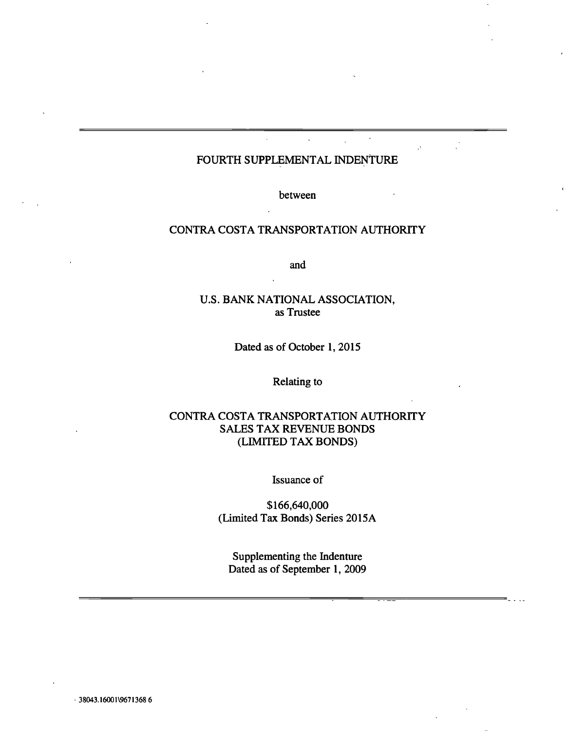# FOURTH SUPPLEMENTAL INDENTURE

between

CONTRA COSTA TRANSPORTATION AUTHORITY

and

U.S. BANK NATIONAL ASSOCIATION,
as Trustee

Dated as of October 1, 2015

Relating to

CONTRA COSTA TRANSPORTATION AUTHORITY
SALES TAX REVENUE BONDS
(LIMITED TAX BONDS)

Issuance of

$166,640,000
(Limited Tax Bonds) Series 2015A

Supplementing the Indenture
Dated as of September 1, 2009

38043.16001\9671368 6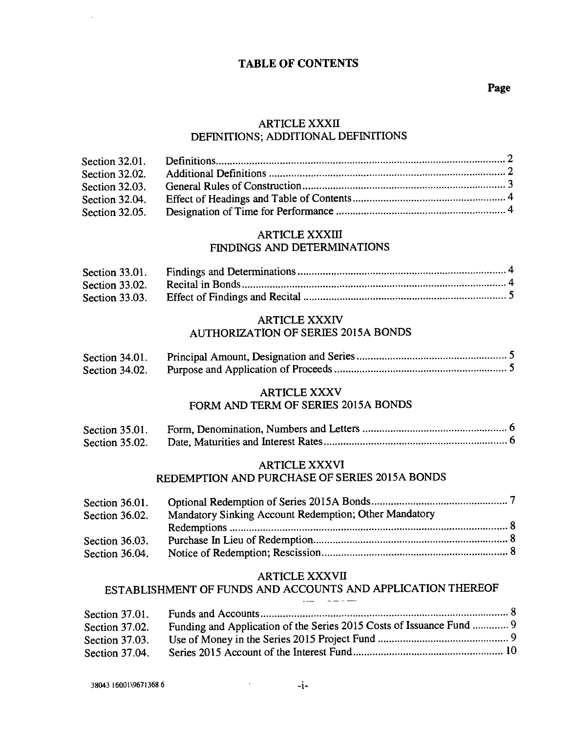# TABLE OF CONTENTS

**Page**

## ARTICLE XXXII
## DEFINITIONS; ADDITIONAL DEFINITIONS

| | | |
|---|---|---|
| Section 32.01. | Definitions | 2 |
| Section 32.02. | Additional Definitions | 2 |
| Section 32.03. | General Rules of Construction | 3 |
| Section 32.04. | Effect of Headings and Table of Contents | 4 |
| Section 32.05. | Designation of Time for Performance | 4 |

## ARTICLE XXXIII
## FINDINGS AND DETERMINATIONS

| | | |
|---|---|---|
| Section 33.01. | Findings and Determinations | 4 |
| Section 33.02. | Recital in Bonds | 4 |
| Section 33.03. | Effect of Findings and Recital | 5 |

## ARTICLE XXXIV
## AUTHORIZATION OF SERIES 2015A BONDS

| | | |
|---|---|---|
| Section 34.01. | Principal Amount, Designation and Series | 5 |
| Section 34.02. | Purpose and Application of Proceeds | 5 |

## ARTICLE XXXV
## FORM AND TERM OF SERIES 2015A BONDS

| | | |
|---|---|---|
| Section 35.01. | Form, Denomination, Numbers and Letters | 6 |
| Section 35.02. | Date, Maturities and Interest Rates | 6 |

## ARTICLE XXXVI
## REDEMPTION AND PURCHASE OF SERIES 2015A BONDS

| | | |
|---|---|---|
| Section 36.01. | Optional Redemption of Series 2015A Bonds | 7 |
| Section 36.02. | Mandatory Sinking Account Redemption; Other Mandatory Redemptions | 8 |
| Section 36.03. | Purchase In Lieu of Redemption | 8 |
| Section 36.04. | Notice of Redemption; Rescission | 8 |

## ARTICLE XXXVII
## ESTABLISHMENT OF FUNDS AND ACCOUNTS AND APPLICATION THEREOF

| | | |
|---|---|---|
| Section 37.01. | Funds and Accounts | 8 |
| Section 37.02. | Funding and Application of the Series 2015 Costs of Issuance Fund | 9 |
| Section 37.03. | Use of Money in the Series 2015 Project Fund | 9 |
| Section 37.04. | Series 2015 Account of the Interest Fund | 10 |

38043 16001\9671368 6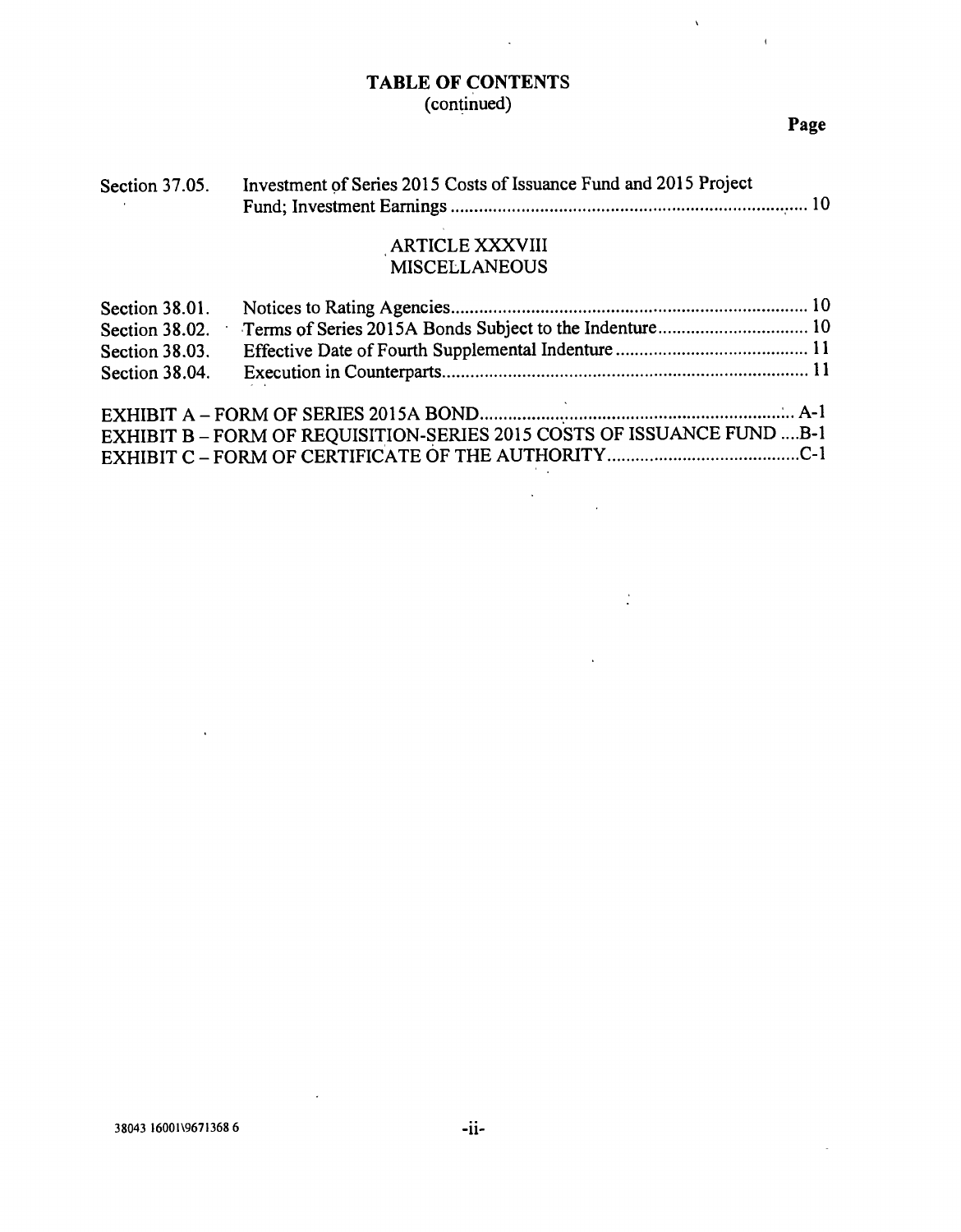# TABLE OF CONTENTS
(continued)

| | | Page |
|---|---|---|
| Section 37.05. | Investment of Series 2015 Costs of Issuance Fund and 2015 Project Fund; Investment Earnings | 10 |

## ARTICLE XXXVIII
## MISCELLANEOUS

| | | |
|---|---|---|
| Section 38.01. | Notices to Rating Agencies | 10 |
| Section 38.02. | Terms of Series 2015A Bonds Subject to the Indenture | 10 |
| Section 38.03. | Effective Date of Fourth Supplemental Indenture | 11 |
| Section 38.04. | Execution in Counterparts | 11 |

| | |
|---|---|
| EXHIBIT A – FORM OF SERIES 2015A BOND | A-1 |
| EXHIBIT B – FORM OF REQUISITION-SERIES 2015 COSTS OF ISSUANCE FUND | B-1 |
| EXHIBIT C – FORM OF CERTIFICATE OF THE AUTHORITY | C-1 |

38043 16001\9671368 6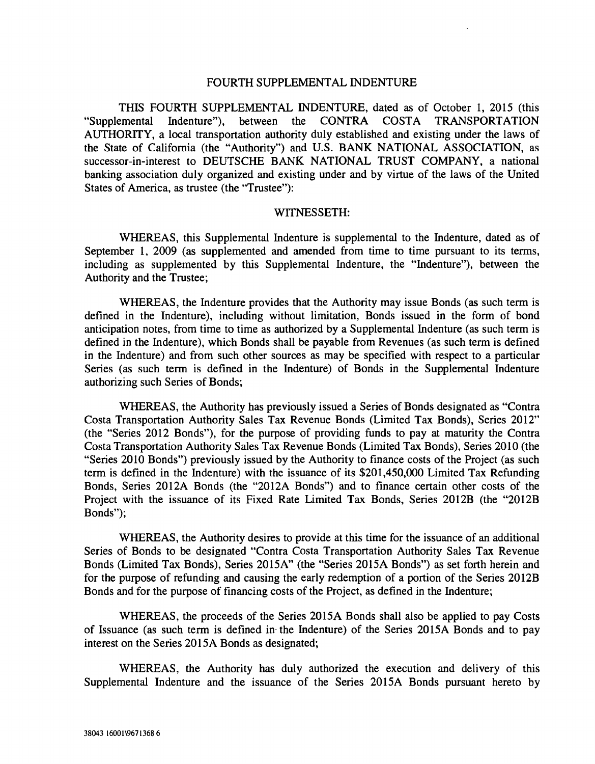# FOURTH SUPPLEMENTAL INDENTURE

THIS FOURTH SUPPLEMENTAL INDENTURE, dated as of October 1, 2015 (this "Supplemental Indenture"), between the CONTRA COSTA TRANSPORTATION AUTHORITY, a local transportation authority duly established and existing under the laws of the State of California (the "Authority") and U.S. BANK NATIONAL ASSOCIATION, as successor-in-interest to DEUTSCHE BANK NATIONAL TRUST COMPANY, a national banking association duly organized and existing under and by virtue of the laws of the United States of America, as trustee (the "Trustee"):

## WITNESSETH:

WHEREAS, this Supplemental Indenture is supplemental to the Indenture, dated as of September 1, 2009 (as supplemented and amended from time to time pursuant to its terms, including as supplemented by this Supplemental Indenture, the "Indenture"), between the Authority and the Trustee;

WHEREAS, the Indenture provides that the Authority may issue Bonds (as such term is defined in the Indenture), including without limitation, Bonds issued in the form of bond anticipation notes, from time to time as authorized by a Supplemental Indenture (as such term is defined in the Indenture), which Bonds shall be payable from Revenues (as such term is defined in the Indenture) and from such other sources as may be specified with respect to a particular Series (as such term is defined in the Indenture) of Bonds in the Supplemental Indenture authorizing such Series of Bonds;

WHEREAS, the Authority has previously issued a Series of Bonds designated as "Contra Costa Transportation Authority Sales Tax Revenue Bonds (Limited Tax Bonds), Series 2012" (the "Series 2012 Bonds"), for the purpose of providing funds to pay at maturity the Contra Costa Transportation Authority Sales Tax Revenue Bonds (Limited Tax Bonds), Series 2010 (the "Series 2010 Bonds") previously issued by the Authority to finance costs of the Project (as such term is defined in the Indenture) with the issuance of its $201,450,000 Limited Tax Refunding Bonds, Series 2012A Bonds (the "2012A Bonds") and to finance certain other costs of the Project with the issuance of its Fixed Rate Limited Tax Bonds, Series 2012B (the "2012B Bonds");

WHEREAS, the Authority desires to provide at this time for the issuance of an additional Series of Bonds to be designated "Contra Costa Transportation Authority Sales Tax Revenue Bonds (Limited Tax Bonds), Series 2015A" (the "Series 2015A Bonds") as set forth herein and for the purpose of refunding and causing the early redemption of a portion of the Series 2012B Bonds and for the purpose of financing costs of the Project, as defined in the Indenture;

WHEREAS, the proceeds of the Series 2015A Bonds shall also be applied to pay Costs of Issuance (as such term is defined in the Indenture) of the Series 2015A Bonds and to pay interest on the Series 2015A Bonds as designated;

WHEREAS, the Authority has duly authorized the execution and delivery of this Supplemental Indenture and the issuance of the Series 2015A Bonds pursuant hereto by

38043 16001\9671368 6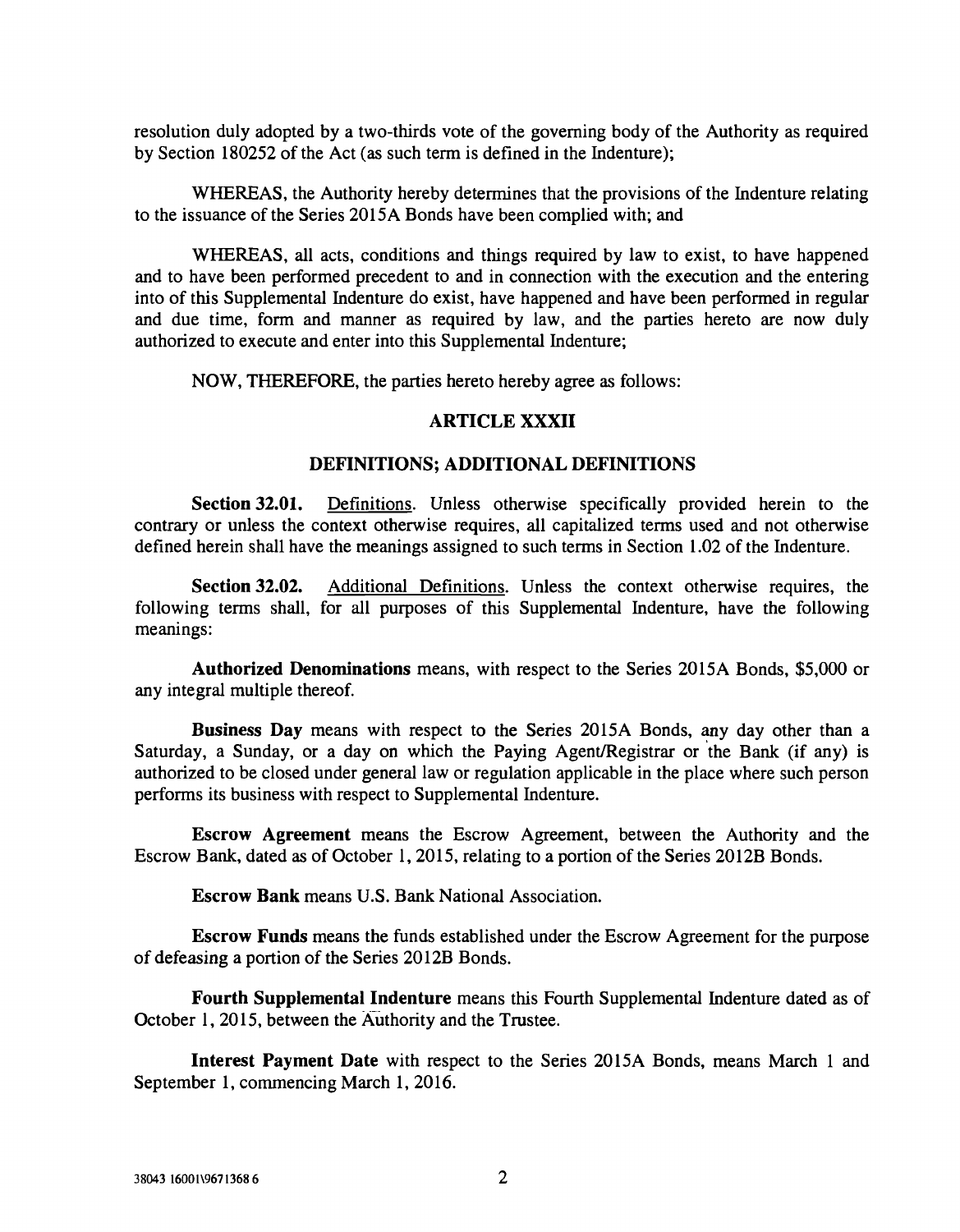resolution duly adopted by a two-thirds vote of the governing body of the Authority as required by Section 180252 of the Act (as such term is defined in the Indenture);

WHEREAS, the Authority hereby determines that the provisions of the Indenture relating to the issuance of the Series 2015A Bonds have been complied with; and

WHEREAS, all acts, conditions and things required by law to exist, to have happened and to have been performed precedent to and in connection with the execution and the entering into of this Supplemental Indenture do exist, have happened and have been performed in regular and due time, form and manner as required by law, and the parties hereto are now duly authorized to execute and enter into this Supplemental Indenture;

NOW, THEREFORE, the parties hereto hereby agree as follows:

## ARTICLE XXXII

## DEFINITIONS; ADDITIONAL DEFINITIONS

**Section 32.01.** Definitions. Unless otherwise specifically provided herein to the contrary or unless the context otherwise requires, all capitalized terms used and not otherwise defined herein shall have the meanings assigned to such terms in Section 1.02 of the Indenture.

**Section 32.02.** Additional Definitions. Unless the context otherwise requires, the following terms shall, for all purposes of this Supplemental Indenture, have the following meanings:

**Authorized Denominations** means, with respect to the Series 2015A Bonds, $5,000 or any integral multiple thereof.

**Business Day** means with respect to the Series 2015A Bonds, any day other than a Saturday, a Sunday, or a day on which the Paying Agent/Registrar or the Bank (if any) is authorized to be closed under general law or regulation applicable in the place where such person performs its business with respect to Supplemental Indenture.

**Escrow Agreement** means the Escrow Agreement, between the Authority and the Escrow Bank, dated as of October 1, 2015, relating to a portion of the Series 2012B Bonds.

**Escrow Bank** means U.S. Bank National Association.

**Escrow Funds** means the funds established under the Escrow Agreement for the purpose of defeasing a portion of the Series 2012B Bonds.

**Fourth Supplemental Indenture** means this Fourth Supplemental Indenture dated as of October 1, 2015, between the Authority and the Trustee.

**Interest Payment Date** with respect to the Series 2015A Bonds, means March 1 and September 1, commencing March 1, 2016.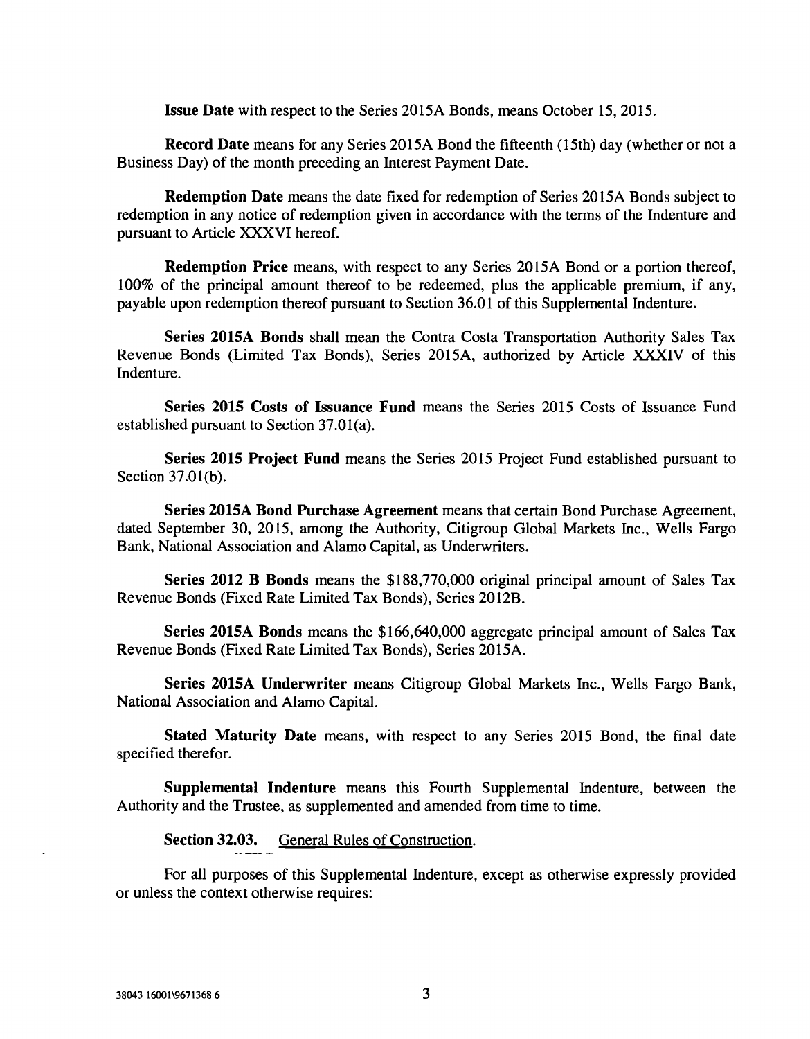**Issue Date** with respect to the Series 2015A Bonds, means October 15, 2015.

**Record Date** means for any Series 2015A Bond the fifteenth (15th) day (whether or not a Business Day) of the month preceding an Interest Payment Date.

**Redemption Date** means the date fixed for redemption of Series 2015A Bonds subject to redemption in any notice of redemption given in accordance with the terms of the Indenture and pursuant to Article XXXVI hereof.

**Redemption Price** means, with respect to any Series 2015A Bond or a portion thereof, 100% of the principal amount thereof to be redeemed, plus the applicable premium, if any, payable upon redemption thereof pursuant to Section 36.01 of this Supplemental Indenture.

**Series 2015A Bonds** shall mean the Contra Costa Transportation Authority Sales Tax Revenue Bonds (Limited Tax Bonds), Series 2015A, authorized by Article XXXIV of this Indenture.

**Series 2015 Costs of Issuance Fund** means the Series 2015 Costs of Issuance Fund established pursuant to Section 37.01(a).

**Series 2015 Project Fund** means the Series 2015 Project Fund established pursuant to Section 37.01(b).

**Series 2015A Bond Purchase Agreement** means that certain Bond Purchase Agreement, dated September 30, 2015, among the Authority, Citigroup Global Markets Inc., Wells Fargo Bank, National Association and Alamo Capital, as Underwriters.

**Series 2012 B Bonds** means the $188,770,000 original principal amount of Sales Tax Revenue Bonds (Fixed Rate Limited Tax Bonds), Series 2012B.

**Series 2015A Bonds** means the $166,640,000 aggregate principal amount of Sales Tax Revenue Bonds (Fixed Rate Limited Tax Bonds), Series 2015A.

**Series 2015A Underwriter** means Citigroup Global Markets Inc., Wells Fargo Bank, National Association and Alamo Capital.

**Stated Maturity Date** means, with respect to any Series 2015 Bond, the final date specified therefor.

**Supplemental Indenture** means this Fourth Supplemental Indenture, between the Authority and the Trustee, as supplemented and amended from time to time.

**Section 32.03.** General Rules of Construction.

For all purposes of this Supplemental Indenture, except as otherwise expressly provided or unless the context otherwise requires: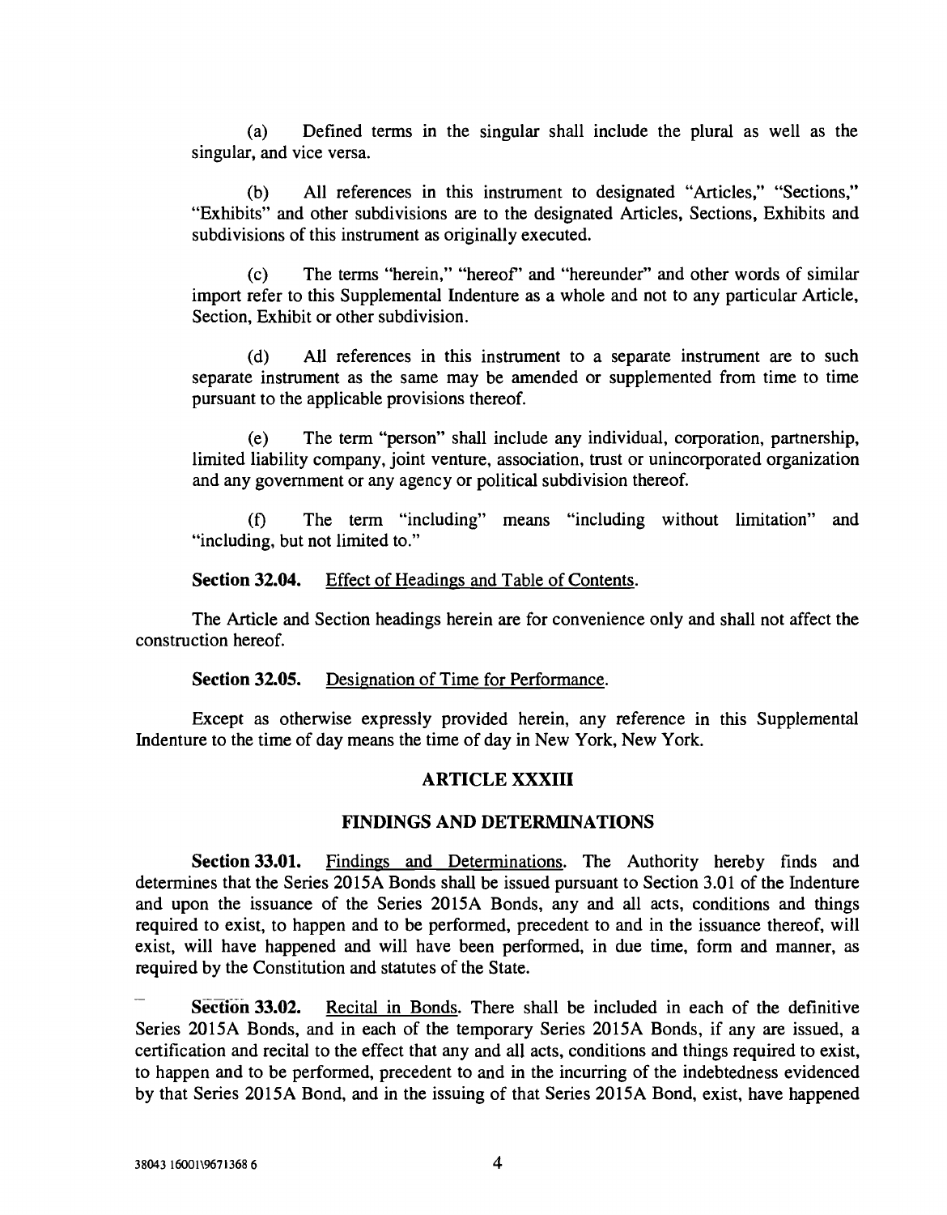(a) Defined terms in the singular shall include the plural as well as the singular, and vice versa.

(b) All references in this instrument to designated "Articles," "Sections," "Exhibits" and other subdivisions are to the designated Articles, Sections, Exhibits and subdivisions of this instrument as originally executed.

(c) The terms "herein," "hereof" and "hereunder" and other words of similar import refer to this Supplemental Indenture as a whole and not to any particular Article, Section, Exhibit or other subdivision.

(d) All references in this instrument to a separate instrument are to such separate instrument as the same may be amended or supplemented from time to time pursuant to the applicable provisions thereof.

(e) The term "person" shall include any individual, corporation, partnership, limited liability company, joint venture, association, trust or unincorporated organization and any government or any agency or political subdivision thereof.

(f) The term "including" means "including without limitation" and "including, but not limited to."

**Section 32.04.** Effect of Headings and Table of Contents.

The Article and Section headings herein are for convenience only and shall not affect the construction hereof.

**Section 32.05.** Designation of Time for Performance.

Except as otherwise expressly provided herein, any reference in this Supplemental Indenture to the time of day means the time of day in New York, New York.

## ARTICLE XXXIII

## FINDINGS AND DETERMINATIONS

**Section 33.01.** Findings and Determinations. The Authority hereby finds and determines that the Series 2015A Bonds shall be issued pursuant to Section 3.01 of the Indenture and upon the issuance of the Series 2015A Bonds, any and all acts, conditions and things required to exist, to happen and to be performed, precedent to and in the issuance thereof, will exist, will have happened and will have been performed, in due time, form and manner, as required by the Constitution and statutes of the State.

**Section 33.02.** Recital in Bonds. There shall be included in each of the definitive Series 2015A Bonds, and in each of the temporary Series 2015A Bonds, if any are issued, a certification and recital to the effect that any and all acts, conditions and things required to exist, to happen and to be performed, precedent to and in the incurring of the indebtedness evidenced by that Series 2015A Bond, and in the issuing of that Series 2015A Bond, exist, have happened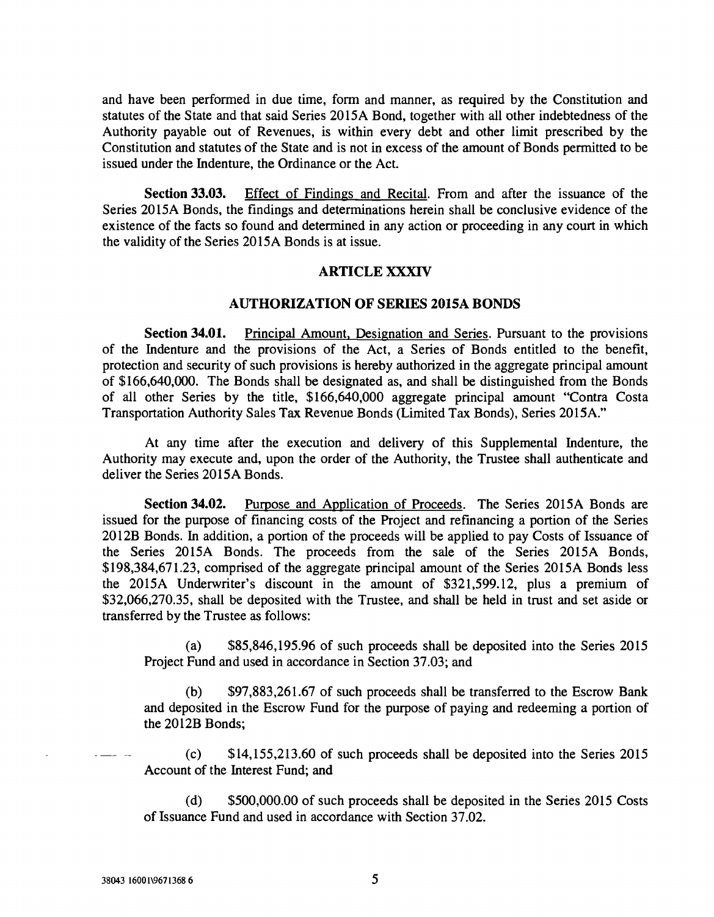and have been performed in due time, form and manner, as required by the Constitution and statutes of the State and that said Series 2015A Bond, together with all other indebtedness of the Authority payable out of Revenues, is within every debt and other limit prescribed by the Constitution and statutes of the State and is not in excess of the amount of Bonds permitted to be issued under the Indenture, the Ordinance or the Act.

**Section 33.03.** Effect of Findings and Recital. From and after the issuance of the Series 2015A Bonds, the findings and determinations herein shall be conclusive evidence of the existence of the facts so found and determined in any action or proceeding in any court in which the validity of the Series 2015A Bonds is at issue.

## ARTICLE XXXIV

## AUTHORIZATION OF SERIES 2015A BONDS

**Section 34.01.** Principal Amount, Designation and Series. Pursuant to the provisions of the Indenture and the provisions of the Act, a Series of Bonds entitled to the benefit, protection and security of such provisions is hereby authorized in the aggregate principal amount of $166,640,000. The Bonds shall be designated as, and shall be distinguished from the Bonds of all other Series by the title, $166,640,000 aggregate principal amount "Contra Costa Transportation Authority Sales Tax Revenue Bonds (Limited Tax Bonds), Series 2015A."

At any time after the execution and delivery of this Supplemental Indenture, the Authority may execute and, upon the order of the Authority, the Trustee shall authenticate and deliver the Series 2015A Bonds.

**Section 34.02.** Purpose and Application of Proceeds. The Series 2015A Bonds are issued for the purpose of financing costs of the Project and refinancing a portion of the Series 2012B Bonds. In addition, a portion of the proceeds will be applied to pay Costs of Issuance of the Series 2015A Bonds. The proceeds from the sale of the Series 2015A Bonds, $198,384,671.23, comprised of the aggregate principal amount of the Series 2015A Bonds less the 2015A Underwriter's discount in the amount of $321,599.12, plus a premium of $32,066,270.35, shall be deposited with the Trustee, and shall be held in trust and set aside or transferred by the Trustee as follows:

(a) $85,846,195.96 of such proceeds shall be deposited into the Series 2015 Project Fund and used in accordance in Section 37.03; and

(b) $97,883,261.67 of such proceeds shall be transferred to the Escrow Bank and deposited in the Escrow Fund for the purpose of paying and redeeming a portion of the 2012B Bonds;

(c) $14,155,213.60 of such proceeds shall be deposited into the Series 2015 Account of the Interest Fund; and

(d) $500,000.00 of such proceeds shall be deposited in the Series 2015 Costs of Issuance Fund and used in accordance with Section 37.02.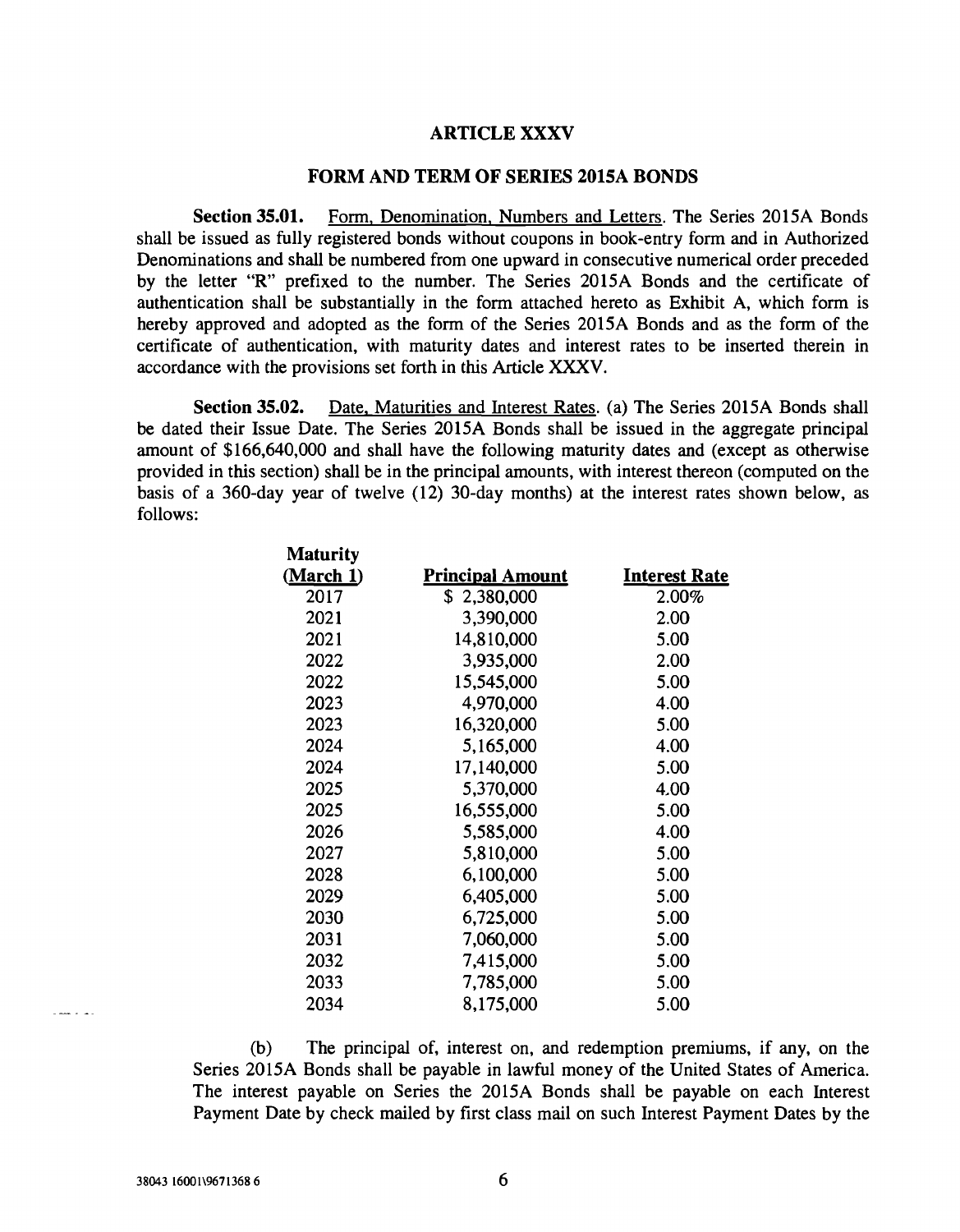## ARTICLE XXXV

## FORM AND TERM OF SERIES 2015A BONDS

**Section 35.01.** Form, Denomination, Numbers and Letters. The Series 2015A Bonds shall be issued as fully registered bonds without coupons in book-entry form and in Authorized Denominations and shall be numbered from one upward in consecutive numerical order preceded by the letter "R" prefixed to the number. The Series 2015A Bonds and the certificate of authentication shall be substantially in the form attached hereto as Exhibit A, which form is hereby approved and adopted as the form of the Series 2015A Bonds and as the form of the certificate of authentication, with maturity dates and interest rates to be inserted therein in accordance with the provisions set forth in this Article XXXV.

**Section 35.02.** Date, Maturities and Interest Rates. (a) The Series 2015A Bonds shall be dated their Issue Date. The Series 2015A Bonds shall be issued in the aggregate principal amount of $166,640,000 and shall have the following maturity dates and (except as otherwise provided in this section) shall be in the principal amounts, with interest thereon (computed on the basis of a 360-day year of twelve (12) 30-day months) at the interest rates shown below, as follows:

| Maturity (March 1) | Principal Amount | Interest Rate |
|---|---|---|
| 2017 | $ 2,380,000 | 2.00% |
| 2021 | 3,390,000 | 2.00 |
| 2021 | 14,810,000 | 5.00 |
| 2022 | 3,935,000 | 2.00 |
| 2022 | 15,545,000 | 5.00 |
| 2023 | 4,970,000 | 4.00 |
| 2023 | 16,320,000 | 5.00 |
| 2024 | 5,165,000 | 4.00 |
| 2024 | 17,140,000 | 5.00 |
| 2025 | 5,370,000 | 4.00 |
| 2025 | 16,555,000 | 5.00 |
| 2026 | 5,585,000 | 4.00 |
| 2027 | 5,810,000 | 5.00 |
| 2028 | 6,100,000 | 5.00 |
| 2029 | 6,405,000 | 5.00 |
| 2030 | 6,725,000 | 5.00 |
| 2031 | 7,060,000 | 5.00 |
| 2032 | 7,415,000 | 5.00 |
| 2033 | 7,785,000 | 5.00 |
| 2034 | 8,175,000 | 5.00 |

(b) The principal of, interest on, and redemption premiums, if any, on the Series 2015A Bonds shall be payable in lawful money of the United States of America. The interest payable on Series the 2015A Bonds shall be payable on each Interest Payment Date by check mailed by first class mail on such Interest Payment Dates by the

38043 16001\9671368 6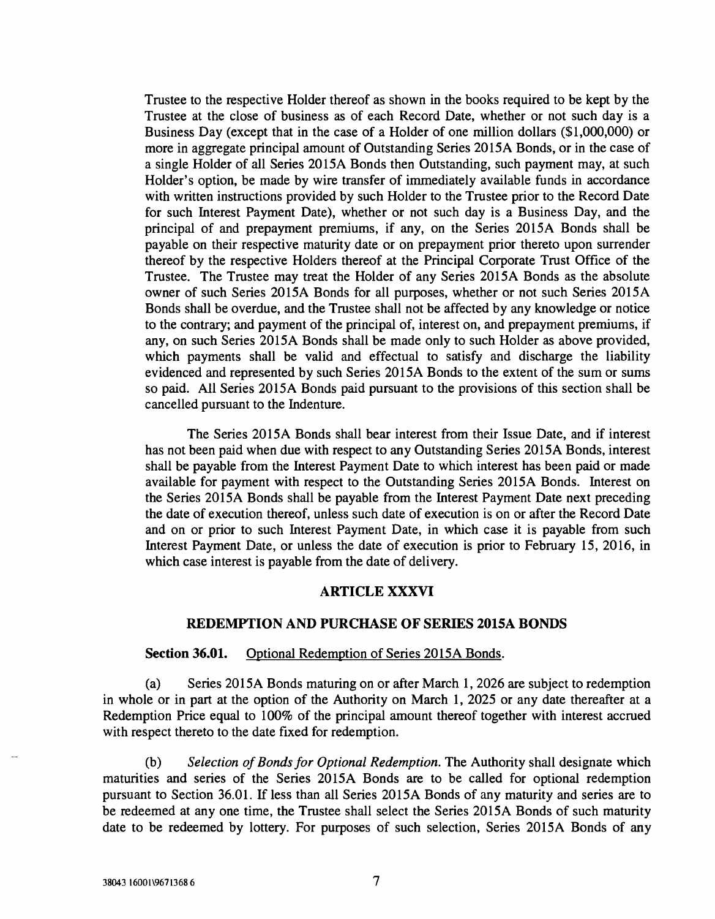Trustee to the respective Holder thereof as shown in the books required to be kept by the Trustee at the close of business as of each Record Date, whether or not such day is a Business Day (except that in the case of a Holder of one million dollars ($1,000,000) or more in aggregate principal amount of Outstanding Series 2015A Bonds, or in the case of a single Holder of all Series 2015A Bonds then Outstanding, such payment may, at such Holder's option, be made by wire transfer of immediately available funds in accordance with written instructions provided by such Holder to the Trustee prior to the Record Date for such Interest Payment Date), whether or not such day is a Business Day, and the principal of and prepayment premiums, if any, on the Series 2015A Bonds shall be payable on their respective maturity date or on prepayment prior thereto upon surrender thereof by the respective Holders thereof at the Principal Corporate Trust Office of the Trustee. The Trustee may treat the Holder of any Series 2015A Bonds as the absolute owner of such Series 2015A Bonds for all purposes, whether or not such Series 2015A Bonds shall be overdue, and the Trustee shall not be affected by any knowledge or notice to the contrary; and payment of the principal of, interest on, and prepayment premiums, if any, on such Series 2015A Bonds shall be made only to such Holder as above provided, which payments shall be valid and effectual to satisfy and discharge the liability evidenced and represented by such Series 2015A Bonds to the extent of the sum or sums so paid. All Series 2015A Bonds paid pursuant to the provisions of this section shall be cancelled pursuant to the Indenture.

The Series 2015A Bonds shall bear interest from their Issue Date, and if interest has not been paid when due with respect to any Outstanding Series 2015A Bonds, interest shall be payable from the Interest Payment Date to which interest has been paid or made available for payment with respect to the Outstanding Series 2015A Bonds. Interest on the Series 2015A Bonds shall be payable from the Interest Payment Date next preceding the date of execution thereof, unless such date of execution is on or after the Record Date and on or prior to such Interest Payment Date, in which case it is payable from such Interest Payment Date, or unless the date of execution is prior to February 15, 2016, in which case interest is payable from the date of delivery.

## ARTICLE XXXVI

## REDEMPTION AND PURCHASE OF SERIES 2015A BONDS

**Section 36.01.** Optional Redemption of Series 2015A Bonds.

(a) Series 2015A Bonds maturing on or after March 1, 2026 are subject to redemption in whole or in part at the option of the Authority on March 1, 2025 or any date thereafter at a Redemption Price equal to 100% of the principal amount thereof together with interest accrued with respect thereto to the date fixed for redemption.

(b) *Selection of Bonds for Optional Redemption.* The Authority shall designate which maturities and series of the Series 2015A Bonds are to be called for optional redemption pursuant to Section 36.01. If less than all Series 2015A Bonds of any maturity and series are to be redeemed at any one time, the Trustee shall select the Series 2015A Bonds of such maturity date to be redeemed by lottery. For purposes of such selection, Series 2015A Bonds of any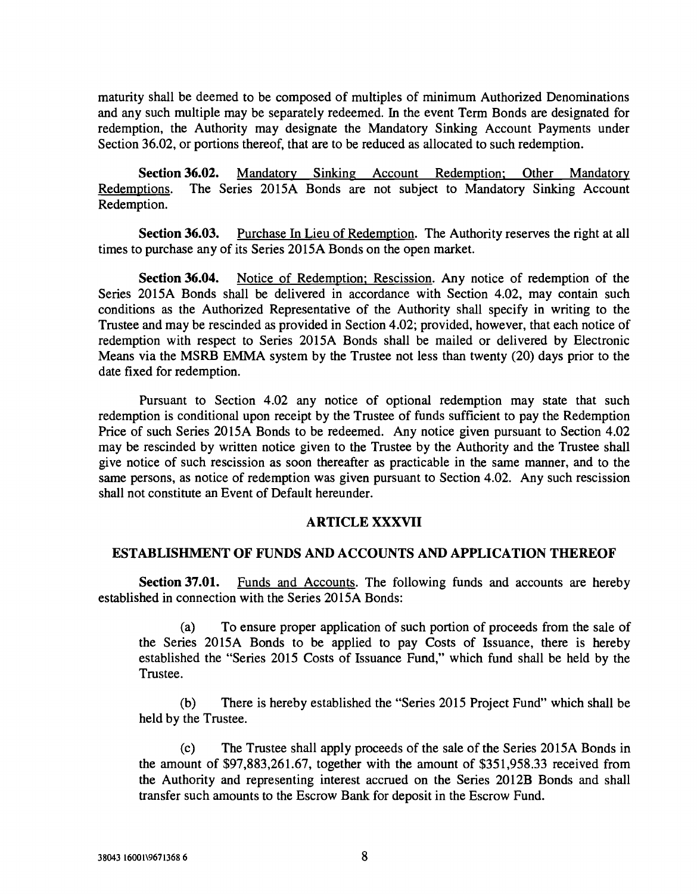maturity shall be deemed to be composed of multiples of minimum Authorized Denominations and any such multiple may be separately redeemed. In the event Term Bonds are designated for redemption, the Authority may designate the Mandatory Sinking Account Payments under Section 36.02, or portions thereof, that are to be reduced as allocated to such redemption.

**Section 36.02.** Mandatory Sinking Account Redemption; Other Mandatory Redemptions. The Series 2015A Bonds are not subject to Mandatory Sinking Account Redemption.

**Section 36.03.** Purchase In Lieu of Redemption. The Authority reserves the right at all times to purchase any of its Series 2015A Bonds on the open market.

**Section 36.04.** Notice of Redemption; Rescission. Any notice of redemption of the Series 2015A Bonds shall be delivered in accordance with Section 4.02, may contain such conditions as the Authorized Representative of the Authority shall specify in writing to the Trustee and may be rescinded as provided in Section 4.02; provided, however, that each notice of redemption with respect to Series 2015A Bonds shall be mailed or delivered by Electronic Means via the MSRB EMMA system by the Trustee not less than twenty (20) days prior to the date fixed for redemption.

Pursuant to Section 4.02 any notice of optional redemption may state that such redemption is conditional upon receipt by the Trustee of funds sufficient to pay the Redemption Price of such Series 2015A Bonds to be redeemed. Any notice given pursuant to Section 4.02 may be rescinded by written notice given to the Trustee by the Authority and the Trustee shall give notice of such rescission as soon thereafter as practicable in the same manner, and to the same persons, as notice of redemption was given pursuant to Section 4.02. Any such rescission shall not constitute an Event of Default hereunder.

## ARTICLE XXXVII

## ESTABLISHMENT OF FUNDS AND ACCOUNTS AND APPLICATION THEREOF

**Section 37.01.** Funds and Accounts. The following funds and accounts are hereby established in connection with the Series 2015A Bonds:

(a) To ensure proper application of such portion of proceeds from the sale of the Series 2015A Bonds to be applied to pay Costs of Issuance, there is hereby established the "Series 2015 Costs of Issuance Fund," which fund shall be held by the Trustee.

(b) There is hereby established the "Series 2015 Project Fund" which shall be held by the Trustee.

(c) The Trustee shall apply proceeds of the sale of the Series 2015A Bonds in the amount of $97,883,261.67, together with the amount of $351,958.33 received from the Authority and representing interest accrued on the Series 2012B Bonds and shall transfer such amounts to the Escrow Bank for deposit in the Escrow Fund.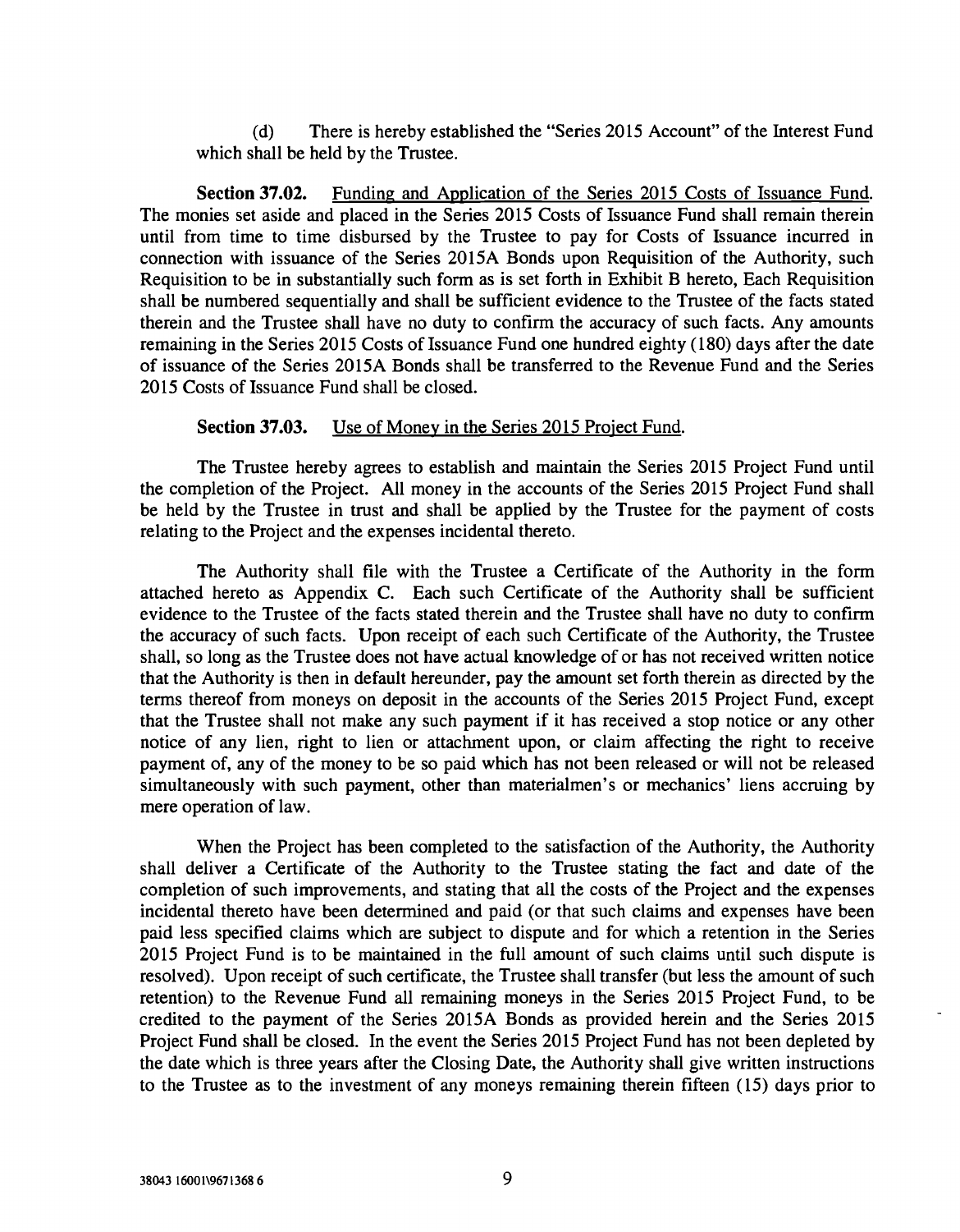(d) There is hereby established the "Series 2015 Account" of the Interest Fund which shall be held by the Trustee.

**Section 37.02.** Funding and Application of the Series 2015 Costs of Issuance Fund. The monies set aside and placed in the Series 2015 Costs of Issuance Fund shall remain therein until from time to time disbursed by the Trustee to pay for Costs of Issuance incurred in connection with issuance of the Series 2015A Bonds upon Requisition of the Authority, such Requisition to be in substantially such form as is set forth in Exhibit B hereto, Each Requisition shall be numbered sequentially and shall be sufficient evidence to the Trustee of the facts stated therein and the Trustee shall have no duty to confirm the accuracy of such facts. Any amounts remaining in the Series 2015 Costs of Issuance Fund one hundred eighty (180) days after the date of issuance of the Series 2015A Bonds shall be transferred to the Revenue Fund and the Series 2015 Costs of Issuance Fund shall be closed.

**Section 37.03.** Use of Money in the Series 2015 Project Fund.

The Trustee hereby agrees to establish and maintain the Series 2015 Project Fund until the completion of the Project. All money in the accounts of the Series 2015 Project Fund shall be held by the Trustee in trust and shall be applied by the Trustee for the payment of costs relating to the Project and the expenses incidental thereto.

The Authority shall file with the Trustee a Certificate of the Authority in the form attached hereto as Appendix C. Each such Certificate of the Authority shall be sufficient evidence to the Trustee of the facts stated therein and the Trustee shall have no duty to confirm the accuracy of such facts. Upon receipt of each such Certificate of the Authority, the Trustee shall, so long as the Trustee does not have actual knowledge of or has not received written notice that the Authority is then in default hereunder, pay the amount set forth therein as directed by the terms thereof from moneys on deposit in the accounts of the Series 2015 Project Fund, except that the Trustee shall not make any such payment if it has received a stop notice or any other notice of any lien, right to lien or attachment upon, or claim affecting the right to receive payment of, any of the money to be so paid which has not been released or will not be released simultaneously with such payment, other than materialmen's or mechanics' liens accruing by mere operation of law.

When the Project has been completed to the satisfaction of the Authority, the Authority shall deliver a Certificate of the Authority to the Trustee stating the fact and date of the completion of such improvements, and stating that all the costs of the Project and the expenses incidental thereto have been determined and paid (or that such claims and expenses have been paid less specified claims which are subject to dispute and for which a retention in the Series 2015 Project Fund is to be maintained in the full amount of such claims until such dispute is resolved). Upon receipt of such certificate, the Trustee shall transfer (but less the amount of such retention) to the Revenue Fund all remaining moneys in the Series 2015 Project Fund, to be credited to the payment of the Series 2015A Bonds as provided herein and the Series 2015 Project Fund shall be closed. In the event the Series 2015 Project Fund has not been depleted by the date which is three years after the Closing Date, the Authority shall give written instructions to the Trustee as to the investment of any moneys remaining therein fifteen (15) days prior to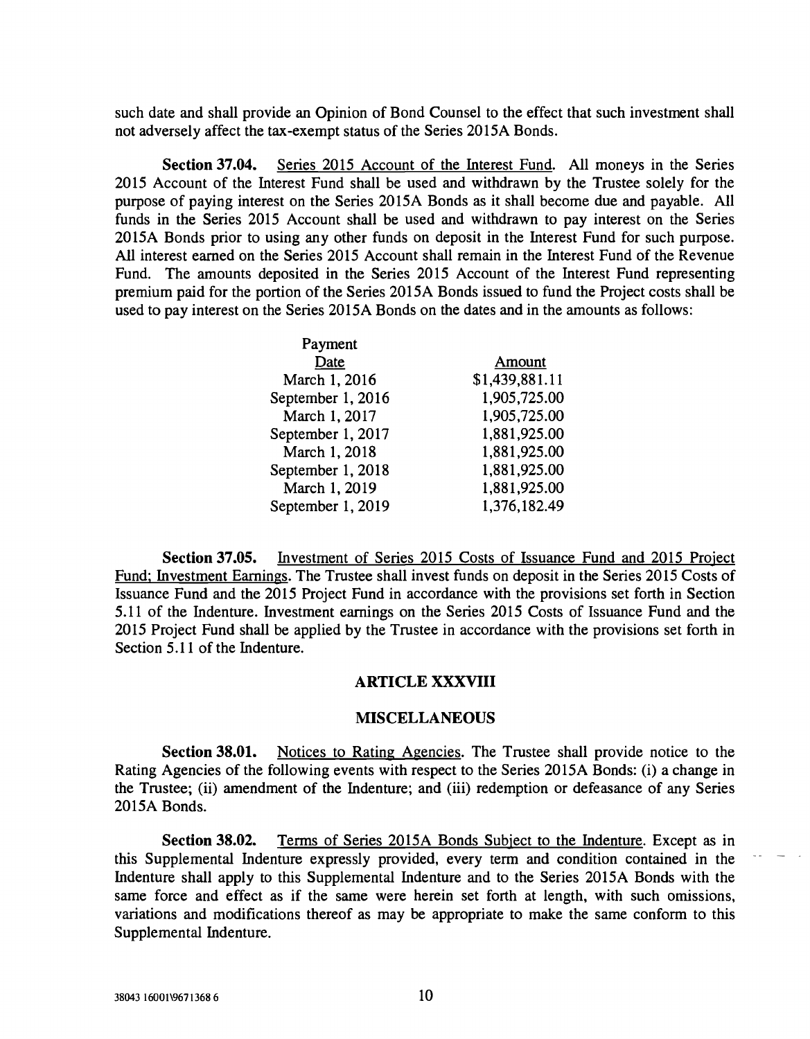such date and shall provide an Opinion of Bond Counsel to the effect that such investment shall not adversely affect the tax-exempt status of the Series 2015A Bonds.

**Section 37.04.** Series 2015 Account of the Interest Fund. All moneys in the Series 2015 Account of the Interest Fund shall be used and withdrawn by the Trustee solely for the purpose of paying interest on the Series 2015A Bonds as it shall become due and payable. All funds in the Series 2015 Account shall be used and withdrawn to pay interest on the Series 2015A Bonds prior to using any other funds on deposit in the Interest Fund for such purpose. All interest earned on the Series 2015 Account shall remain in the Interest Fund of the Revenue Fund. The amounts deposited in the Series 2015 Account of the Interest Fund representing premium paid for the portion of the Series 2015A Bonds issued to fund the Project costs shall be used to pay interest on the Series 2015A Bonds on the dates and in the amounts as follows:

| Payment Date | Amount |
|---|---|
| March 1, 2016 | $1,439,881.11 |
| September 1, 2016 | 1,905,725.00 |
| March 1, 2017 | 1,905,725.00 |
| September 1, 2017 | 1,881,925.00 |
| March 1, 2018 | 1,881,925.00 |
| September 1, 2018 | 1,881,925.00 |
| March 1, 2019 | 1,881,925.00 |
| September 1, 2019 | 1,376,182.49 |

**Section 37.05.** Investment of Series 2015 Costs of Issuance Fund and 2015 Project Fund; Investment Earnings. The Trustee shall invest funds on deposit in the Series 2015 Costs of Issuance Fund and the 2015 Project Fund in accordance with the provisions set forth in Section 5.11 of the Indenture. Investment earnings on the Series 2015 Costs of Issuance Fund and the 2015 Project Fund shall be applied by the Trustee in accordance with the provisions set forth in Section 5.11 of the Indenture.

## ARTICLE XXXVIII

## MISCELLANEOUS

**Section 38.01.** Notices to Rating Agencies. The Trustee shall provide notice to the Rating Agencies of the following events with respect to the Series 2015A Bonds: (i) a change in the Trustee; (ii) amendment of the Indenture; and (iii) redemption or defeasance of any Series 2015A Bonds.

**Section 38.02.** Terms of Series 2015A Bonds Subject to the Indenture. Except as in this Supplemental Indenture expressly provided, every term and condition contained in the Indenture shall apply to this Supplemental Indenture and to the Series 2015A Bonds with the same force and effect as if the same were herein set forth at length, with such omissions, variations and modifications thereof as may be appropriate to make the same conform to this Supplemental Indenture.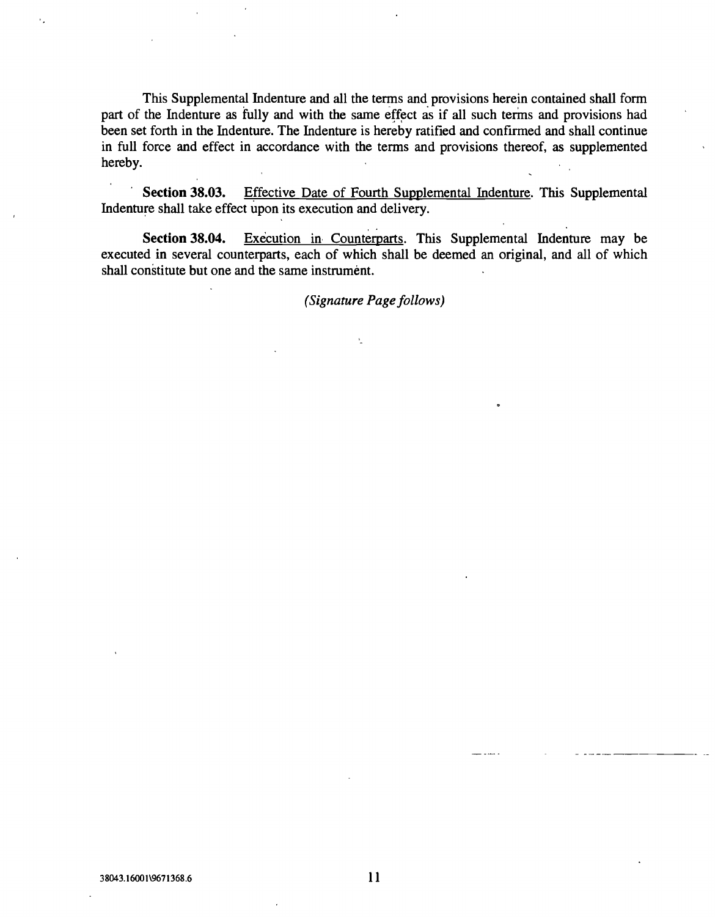This Supplemental Indenture and all the terms and provisions herein contained shall form part of the Indenture as fully and with the same effect as if all such terms and provisions had been set forth in the Indenture. The Indenture is hereby ratified and confirmed and shall continue in full force and effect in accordance with the terms and provisions thereof, as supplemented hereby.

**Section 38.03.** Effective Date of Fourth Supplemental Indenture. This Supplemental Indenture shall take effect upon its execution and delivery.

**Section 38.04.** Execution in Counterparts. This Supplemental Indenture may be executed in several counterparts, each of which shall be deemed an original, and all of which shall constitute but one and the same instrument.

*(Signature Page follows)*

38043.16001\9671368.6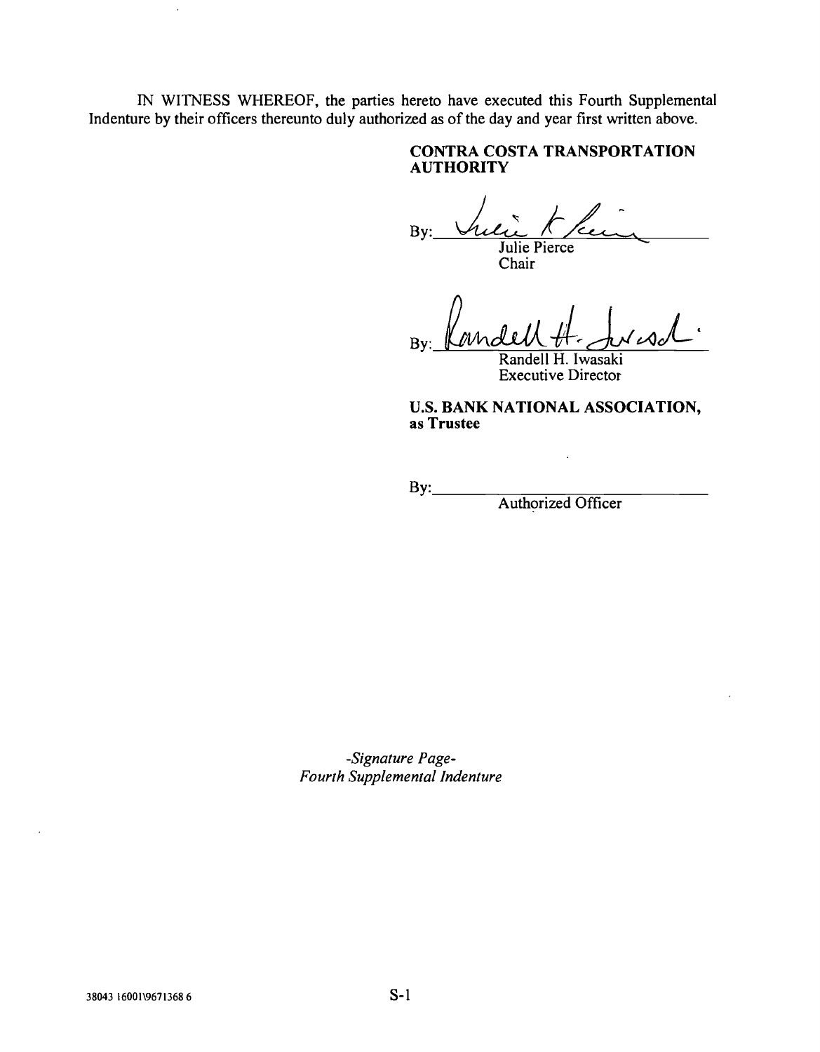IN WITNESS WHEREOF, the parties hereto have executed this Fourth Supplemental Indenture by their officers thereunto duly authorized as of the day and year first written above.

**CONTRA COSTA TRANSPORTATION AUTHORITY**

By: ______________________________
Julie Pierce
Chair

By: ______________________________
Randell H. Iwasaki
Executive Director

**U.S. BANK NATIONAL ASSOCIATION, as Trustee**

By: ______________________________
Authorized Officer

*-Signature Page-*
*Fourth Supplemental Indenture*

38043 16001\9671368 6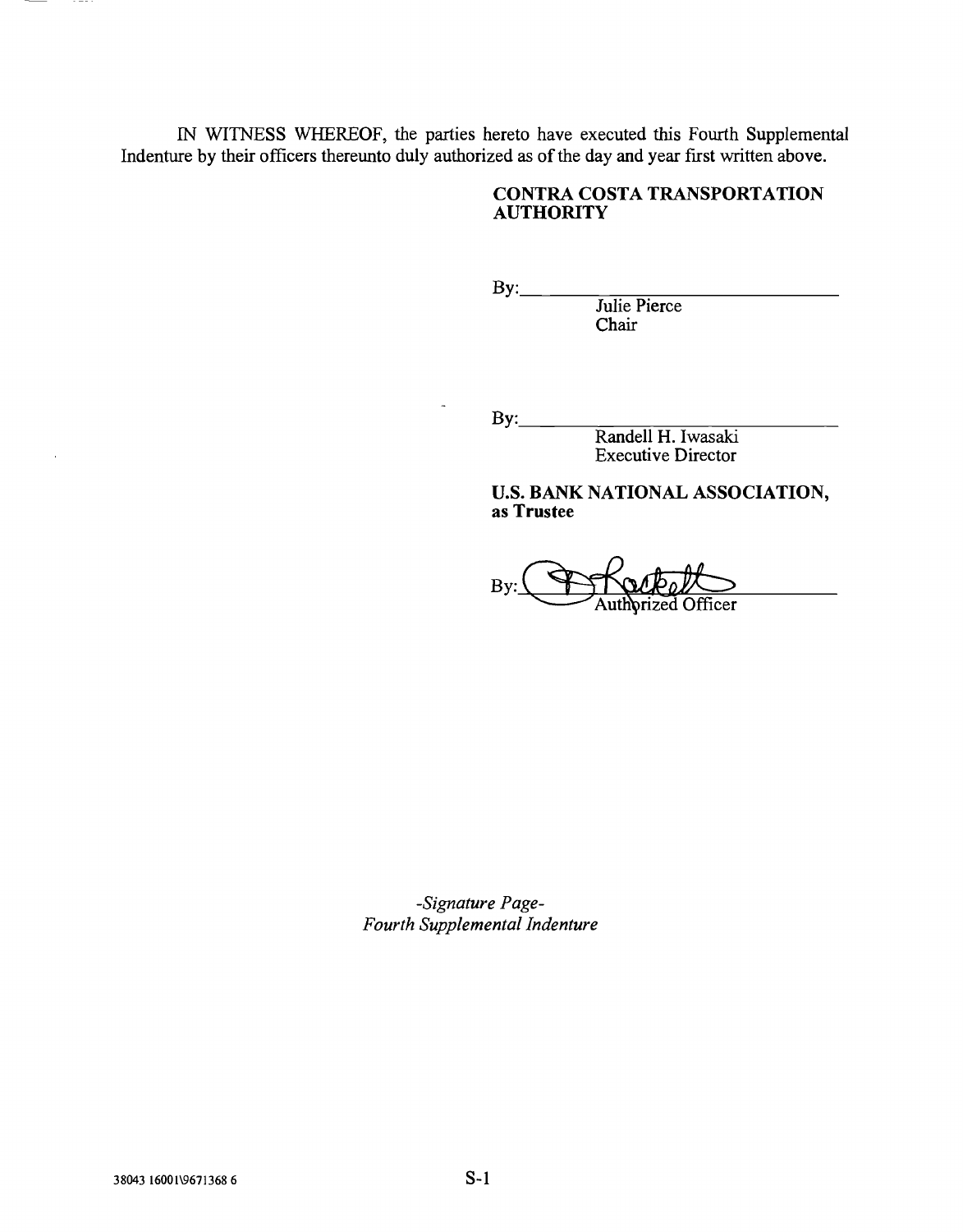IN WITNESS WHEREOF, the parties hereto have executed this Fourth Supplemental Indenture by their officers thereunto duly authorized as of the day and year first written above.

**CONTRA COSTA TRANSPORTATION AUTHORITY**

By:\_\_\_\_\_\_\_\_\_\_\_\_\_\_\_\_\_\_\_\_\_\_\_\_\_\_\_\_\_\_
Julie Pierce
Chair

By:\_\_\_\_\_\_\_\_\_\_\_\_\_\_\_\_\_\_\_\_\_\_\_\_\_\_\_\_\_\_
Randell H. Iwasaki
Executive Director

**U.S. BANK NATIONAL ASSOCIATION, as Trustee**

By:\_\_\_\_\_\_\_\_\_\_\_\_\_\_\_\_\_\_\_\_\_\_\_\_\_\_\_\_\_\_
Authorized Officer

*-Signature Page-*
*Fourth Supplemental Indenture*

38043 16001\9671368 6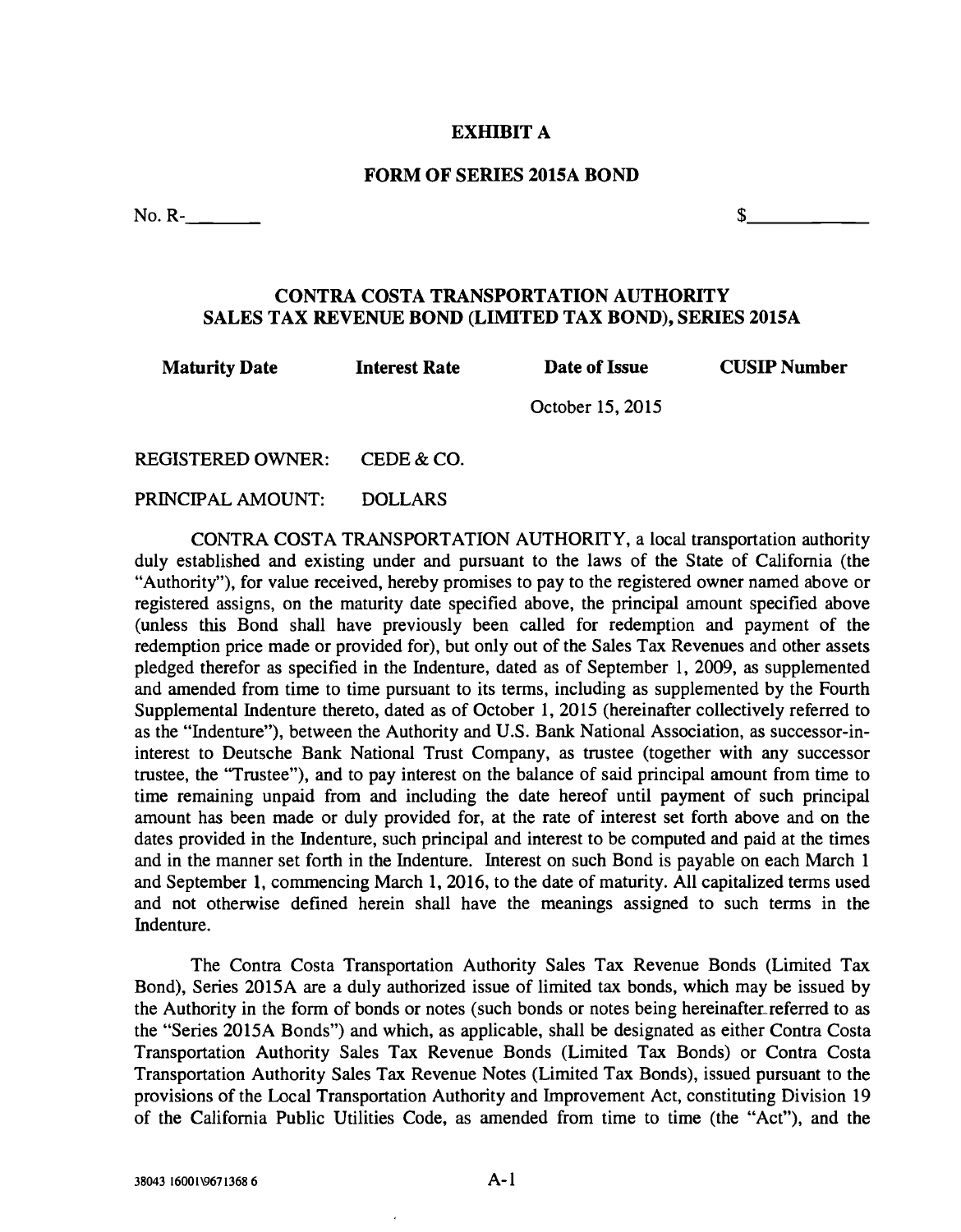# EXHIBIT A

## FORM OF SERIES 2015A BOND

No. R-\_\_\_\_\_\_\_ $\_\_\_\_\_\_\_\_\_\_\_\_

## CONTRA COSTA TRANSPORTATION AUTHORITY SALES TAX REVENUE BOND (LIMITED TAX BOND), SERIES 2015A

| Maturity Date | Interest Rate | Date of Issue | CUSIP Number |
|---|---|---|---|
| | | October 15, 2015 | |

REGISTERED OWNER: CEDE & CO.

PRINCIPAL AMOUNT: DOLLARS

CONTRA COSTA TRANSPORTATION AUTHORITY, a local transportation authority duly established and existing under and pursuant to the laws of the State of California (the "Authority"), for value received, hereby promises to pay to the registered owner named above or registered assigns, on the maturity date specified above, the principal amount specified above (unless this Bond shall have previously been called for redemption and payment of the redemption price made or provided for), but only out of the Sales Tax Revenues and other assets pledged therefor as specified in the Indenture, dated as of September 1, 2009, as supplemented and amended from time to time pursuant to its terms, including as supplemented by the Fourth Supplemental Indenture thereto, dated as of October 1, 2015 (hereinafter collectively referred to as the "Indenture"), between the Authority and U.S. Bank National Association, as successor-in-interest to Deutsche Bank National Trust Company, as trustee (together with any successor trustee, the "Trustee"), and to pay interest on the balance of said principal amount from time to time remaining unpaid from and including the date hereof until payment of such principal amount has been made or duly provided for, at the rate of interest set forth above and on the dates provided in the Indenture, such principal and interest to be computed and paid at the times and in the manner set forth in the Indenture. Interest on such Bond is payable on each March 1 and September 1, commencing March 1, 2016, to the date of maturity. All capitalized terms used and not otherwise defined herein shall have the meanings assigned to such terms in the Indenture.

The Contra Costa Transportation Authority Sales Tax Revenue Bonds (Limited Tax Bond), Series 2015A are a duly authorized issue of limited tax bonds, which may be issued by the Authority in the form of bonds or notes (such bonds or notes being hereinafter referred to as the "Series 2015A Bonds") and which, as applicable, shall be designated as either Contra Costa Transportation Authority Sales Tax Revenue Bonds (Limited Tax Bonds) or Contra Costa Transportation Authority Sales Tax Revenue Notes (Limited Tax Bonds), issued pursuant to the provisions of the Local Transportation Authority and Improvement Act, constituting Division 19 of the California Public Utilities Code, as amended from time to time (the "Act"), and the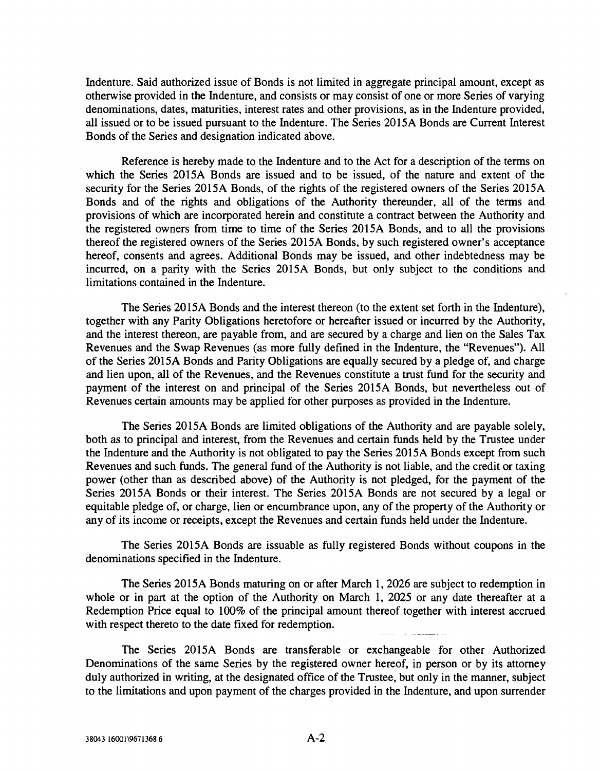Indenture. Said authorized issue of Bonds is not limited in aggregate principal amount, except as otherwise provided in the Indenture, and consists or may consist of one or more Series of varying denominations, dates, maturities, interest rates and other provisions, as in the Indenture provided, all issued or to be issued pursuant to the Indenture. The Series 2015A Bonds are Current Interest Bonds of the Series and designation indicated above.

Reference is hereby made to the Indenture and to the Act for a description of the terms on which the Series 2015A Bonds are issued and to be issued, of the nature and extent of the security for the Series 2015A Bonds, of the rights of the registered owners of the Series 2015A Bonds and of the rights and obligations of the Authority thereunder, all of the terms and provisions of which are incorporated herein and constitute a contract between the Authority and the registered owners from time to time of the Series 2015A Bonds, and to all the provisions thereof the registered owners of the Series 2015A Bonds, by such registered owner's acceptance hereof, consents and agrees. Additional Bonds may be issued, and other indebtedness may be incurred, on a parity with the Series 2015A Bonds, but only subject to the conditions and limitations contained in the Indenture.

The Series 2015A Bonds and the interest thereon (to the extent set forth in the Indenture), together with any Parity Obligations heretofore or hereafter issued or incurred by the Authority, and the interest thereon, are payable from, and are secured by a charge and lien on the Sales Tax Revenues and the Swap Revenues (as more fully defined in the Indenture, the "Revenues"). All of the Series 2015A Bonds and Parity Obligations are equally secured by a pledge of, and charge and lien upon, all of the Revenues, and the Revenues constitute a trust fund for the security and payment of the interest on and principal of the Series 2015A Bonds, but nevertheless out of Revenues certain amounts may be applied for other purposes as provided in the Indenture.

The Series 2015A Bonds are limited obligations of the Authority and are payable solely, both as to principal and interest, from the Revenues and certain funds held by the Trustee under the Indenture and the Authority is not obligated to pay the Series 2015A Bonds except from such Revenues and such funds. The general fund of the Authority is not liable, and the credit or taxing power (other than as described above) of the Authority is not pledged, for the payment of the Series 2015A Bonds or their interest. The Series 2015A Bonds are not secured by a legal or equitable pledge of, or charge, lien or encumbrance upon, any of the property of the Authority or any of its income or receipts, except the Revenues and certain funds held under the Indenture.

The Series 2015A Bonds are issuable as fully registered Bonds without coupons in the denominations specified in the Indenture.

The Series 2015A Bonds maturing on or after March 1, 2026 are subject to redemption in whole or in part at the option of the Authority on March 1, 2025 or any date thereafter at a Redemption Price equal to 100% of the principal amount thereof together with interest accrued with respect thereto to the date fixed for redemption.

The Series 2015A Bonds are transferable or exchangeable for other Authorized Denominations of the same Series by the registered owner hereof, in person or by its attorney duly authorized in writing, at the designated office of the Trustee, but only in the manner, subject to the limitations and upon payment of the charges provided in the Indenture, and upon surrender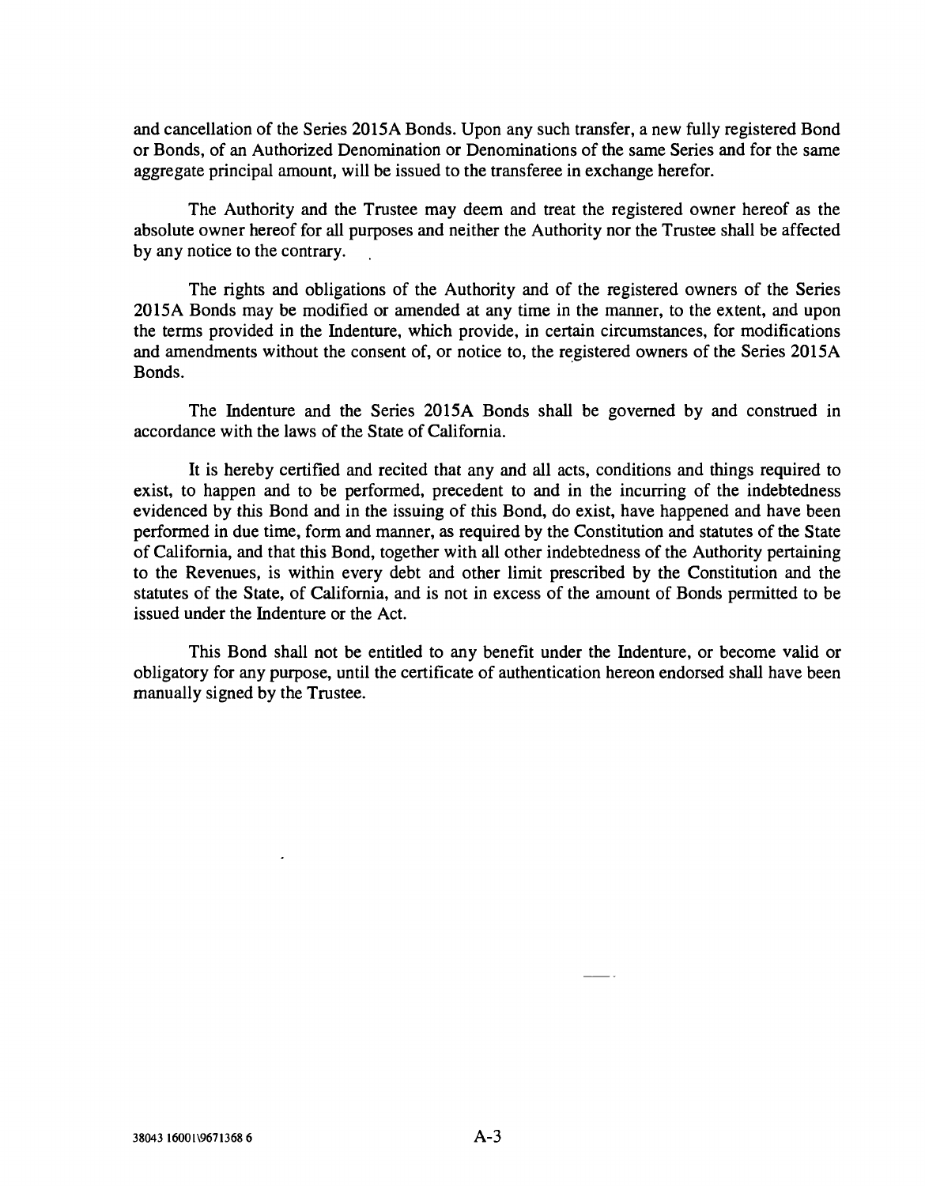and cancellation of the Series 2015A Bonds. Upon any such transfer, a new fully registered Bond or Bonds, of an Authorized Denomination or Denominations of the same Series and for the same aggregate principal amount, will be issued to the transferee in exchange herefor.

The Authority and the Trustee may deem and treat the registered owner hereof as the absolute owner hereof for all purposes and neither the Authority nor the Trustee shall be affected by any notice to the contrary.

The rights and obligations of the Authority and of the registered owners of the Series 2015A Bonds may be modified or amended at any time in the manner, to the extent, and upon the terms provided in the Indenture, which provide, in certain circumstances, for modifications and amendments without the consent of, or notice to, the registered owners of the Series 2015A Bonds.

The Indenture and the Series 2015A Bonds shall be governed by and construed in accordance with the laws of the State of California.

It is hereby certified and recited that any and all acts, conditions and things required to exist, to happen and to be performed, precedent to and in the incurring of the indebtedness evidenced by this Bond and in the issuing of this Bond, do exist, have happened and have been performed in due time, form and manner, as required by the Constitution and statutes of the State of California, and that this Bond, together with all other indebtedness of the Authority pertaining to the Revenues, is within every debt and other limit prescribed by the Constitution and the statutes of the State, of California, and is not in excess of the amount of Bonds permitted to be issued under the Indenture or the Act.

This Bond shall not be entitled to any benefit under the Indenture, or become valid or obligatory for any purpose, until the certificate of authentication hereon endorsed shall have been manually signed by the Trustee.

38043 16001\9671368 6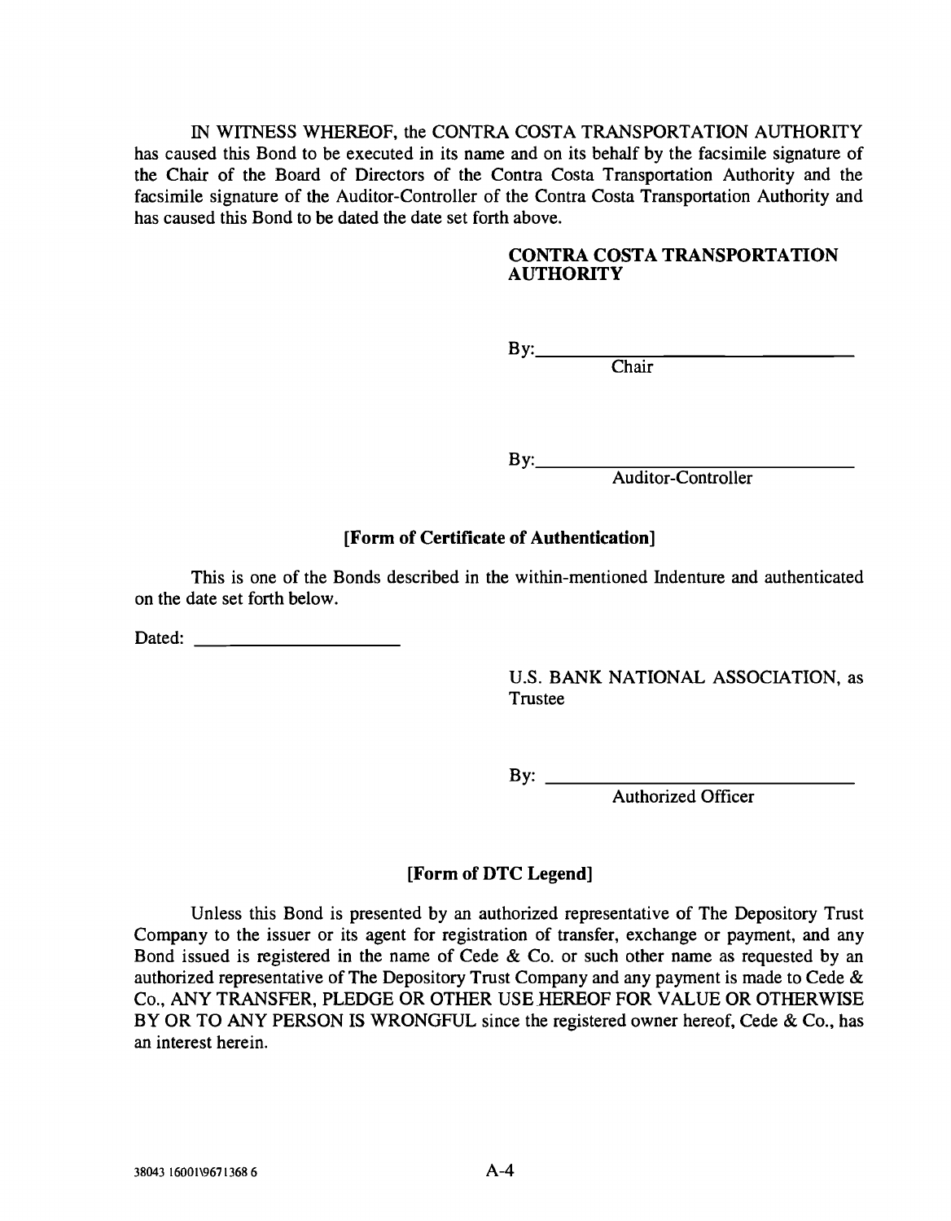IN WITNESS WHEREOF, the CONTRA COSTA TRANSPORTATION AUTHORITY has caused this Bond to be executed in its name and on its behalf by the facsimile signature of the Chair of the Board of Directors of the Contra Costa Transportation Authority and the facsimile signature of the Auditor-Controller of the Contra Costa Transportation Authority and has caused this Bond to be dated the date set forth above.

**CONTRA COSTA TRANSPORTATION AUTHORITY**

By:\_\_\_\_\_\_\_\_\_\_\_\_\_\_\_\_\_\_\_\_\_\_\_\_\_\_\_\_\_\_
Chair

By:\_\_\_\_\_\_\_\_\_\_\_\_\_\_\_\_\_\_\_\_\_\_\_\_\_\_\_\_\_\_
Auditor-Controller

**[Form of Certificate of Authentication]**

This is one of the Bonds described in the within-mentioned Indenture and authenticated on the date set forth below.

Dated: \_\_\_\_\_\_\_\_\_\_\_\_\_\_\_\_\_\_\_\_

U.S. BANK NATIONAL ASSOCIATION, as Trustee

By: \_\_\_\_\_\_\_\_\_\_\_\_\_\_\_\_\_\_\_\_\_\_\_\_\_\_\_\_\_\_
Authorized Officer

**[Form of DTC Legend]**

Unless this Bond is presented by an authorized representative of The Depository Trust Company to the issuer or its agent for registration of transfer, exchange or payment, and any Bond issued is registered in the name of Cede & Co. or such other name as requested by an authorized representative of The Depository Trust Company and any payment is made to Cede & Co., ANY TRANSFER, PLEDGE OR OTHER USE HEREOF FOR VALUE OR OTHERWISE BY OR TO ANY PERSON IS WRONGFUL since the registered owner hereof, Cede & Co., has an interest herein.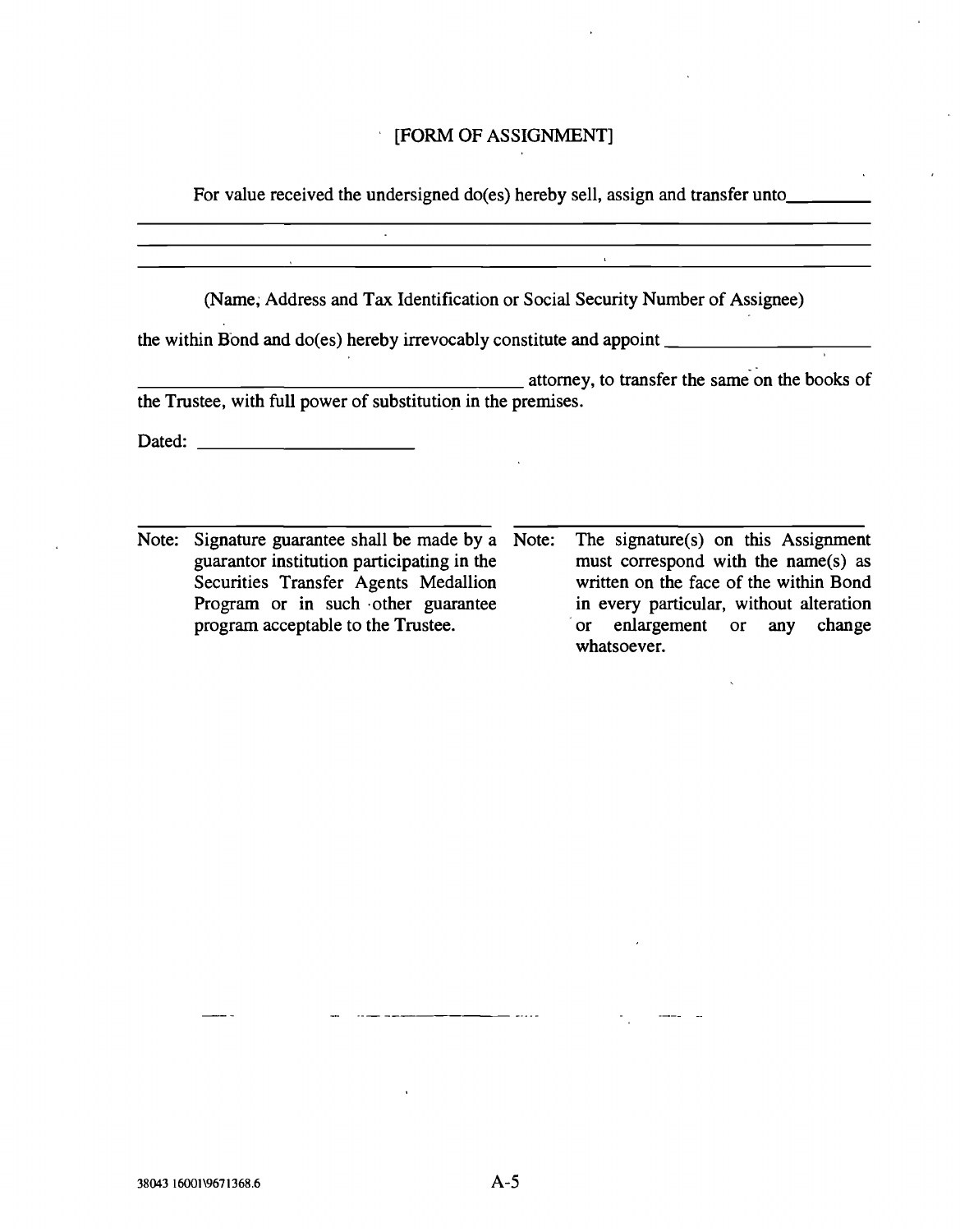[FORM OF ASSIGNMENT]

For value received the undersigned do(es) hereby sell, assign and transfer unto\_\_\_\_\_\_\_\_

\_\_\_\_\_\_\_\_\_\_\_\_\_\_\_\_\_\_\_\_\_\_\_\_\_\_\_\_\_\_\_\_\_\_\_\_\_\_\_\_\_\_\_\_\_\_\_\_\_\_\_\_\_\_\_\_\_\_\_\_\_\_\_\_\_\_\_\_\_\_\_\_\_\_\_\_

\_\_\_\_\_\_\_\_\_\_\_\_\_\_\_\_\_\_\_\_\_\_\_\_\_\_\_\_\_\_\_\_\_\_\_\_\_\_\_\_\_\_\_\_\_\_\_\_\_\_\_\_\_\_\_\_\_\_\_\_\_\_\_\_\_\_\_\_\_\_\_\_\_\_\_\_

\_\_\_\_\_\_\_\_\_\_\_\_\_\_\_\_\_\_\_\_\_\_\_\_\_\_\_\_\_\_\_\_\_\_\_\_\_\_\_\_\_\_\_\_\_\_\_\_\_\_\_\_\_\_\_\_\_\_\_\_\_\_\_\_\_\_\_\_\_\_\_\_\_\_\_\_

(Name, Address and Tax Identification or Social Security Number of Assignee)

the within Bond and do(es) hereby irrevocably constitute and appoint \_\_\_\_\_\_\_\_\_\_\_\_\_\_\_\_\_\_\_\_\_\_

\_\_\_\_\_\_\_\_\_\_\_\_\_\_\_\_\_\_\_\_\_\_\_\_\_\_\_\_\_\_\_\_\_\_\_\_\_\_\_\_\_\_ attorney, to transfer the same on the books of the Trustee, with full power of substitution in the premises.

Dated: \_\_\_\_\_\_\_\_\_\_\_\_\_\_\_\_\_\_\_\_\_\_\_

\_\_\_\_\_\_\_\_\_\_\_\_\_\_\_\_\_\_\_\_\_\_\_\_\_\_\_\_\_\_\_\_\_\_\_\_

Note: Signature guarantee shall be made by a guarantor institution participating in the Securities Transfer Agents Medallion Program or in such other guarantee program acceptable to the Trustee.

\_\_\_\_\_\_\_\_\_\_\_\_\_\_\_\_\_\_\_\_\_\_\_\_\_\_\_\_\_\_\_\_\_\_\_\_

Note: The signature(s) on this Assignment must correspond with the name(s) as written on the face of the within Bond in every particular, without alteration or enlargement or any change whatsoever.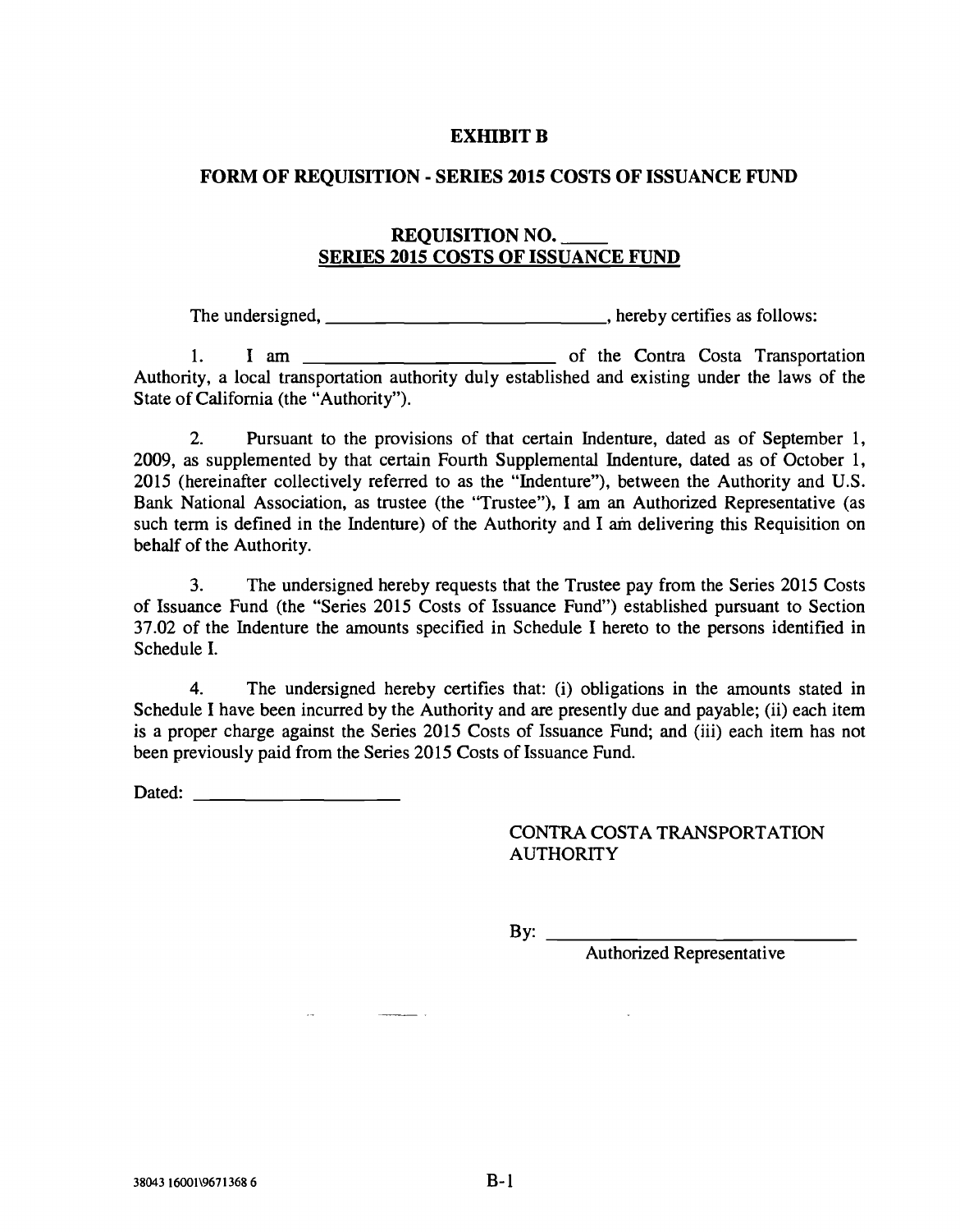# EXHIBIT B

## FORM OF REQUISITION - SERIES 2015 COSTS OF ISSUANCE FUND

### REQUISITION NO. _____
### SERIES 2015 COSTS OF ISSUANCE FUND

The undersigned, ______________________________, hereby certifies as follows:

1. I am ____________________________ of the Contra Costa Transportation Authority, a local transportation authority duly established and existing under the laws of the State of California (the "Authority").

2. Pursuant to the provisions of that certain Indenture, dated as of September 1, 2009, as supplemented by that certain Fourth Supplemental Indenture, dated as of October 1, 2015 (hereinafter collectively referred to as the "Indenture"), between the Authority and U.S. Bank National Association, as trustee (the "Trustee"), I am an Authorized Representative (as such term is defined in the Indenture) of the Authority and I am delivering this Requisition on behalf of the Authority.

3. The undersigned hereby requests that the Trustee pay from the Series 2015 Costs of Issuance Fund (the "Series 2015 Costs of Issuance Fund") established pursuant to Section 37.02 of the Indenture the amounts specified in Schedule I hereto to the persons identified in Schedule I.

4. The undersigned hereby certifies that: (i) obligations in the amounts stated in Schedule I have been incurred by the Authority and are presently due and payable; (ii) each item is a proper charge against the Series 2015 Costs of Issuance Fund; and (iii) each item has not been previously paid from the Series 2015 Costs of Issuance Fund.

Dated: ______________________

CONTRA COSTA TRANSPORTATION AUTHORITY

By: ________________________________
Authorized Representative

38043 16001\9671368 6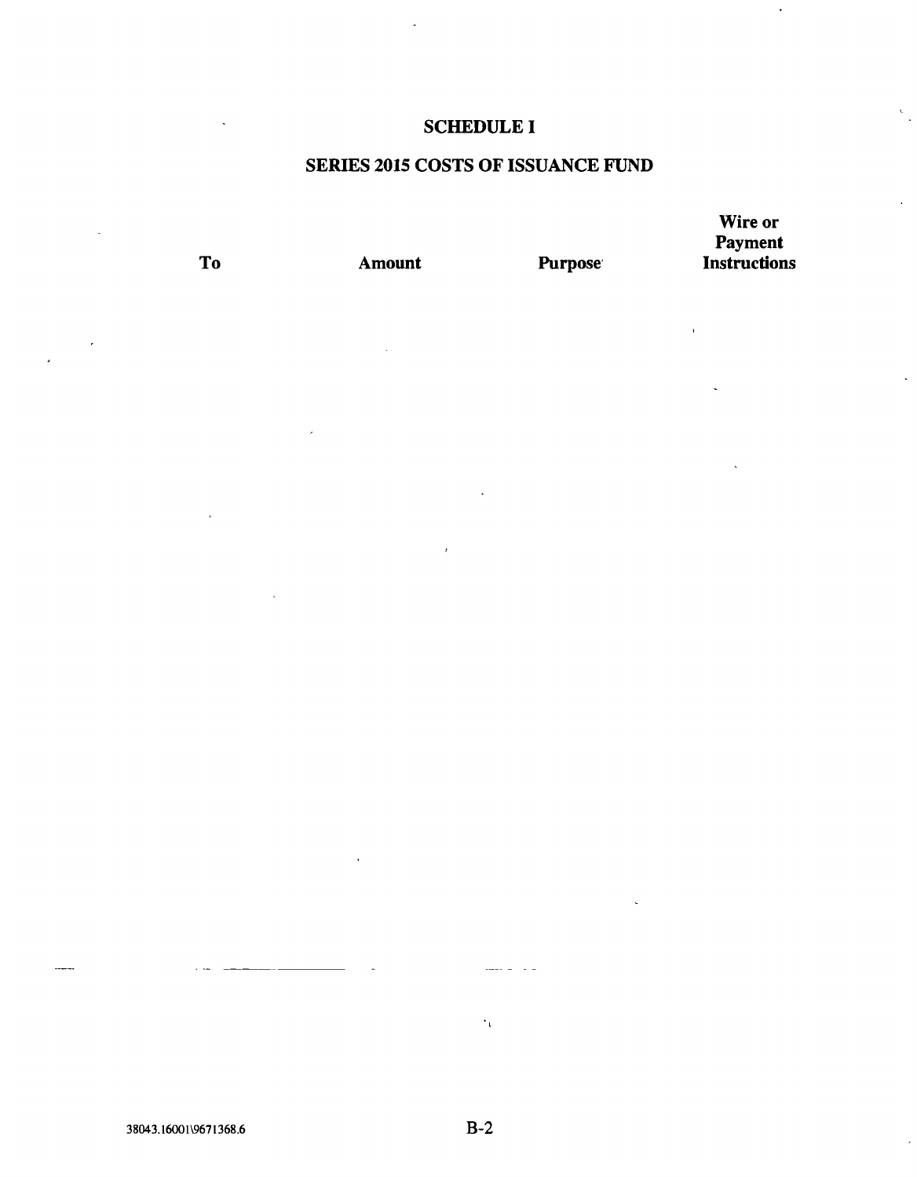# SCHEDULE I

## SERIES 2015 COSTS OF ISSUANCE FUND

| To | Amount | Purpose | Wire or Payment Instructions |
|---|---|---|---|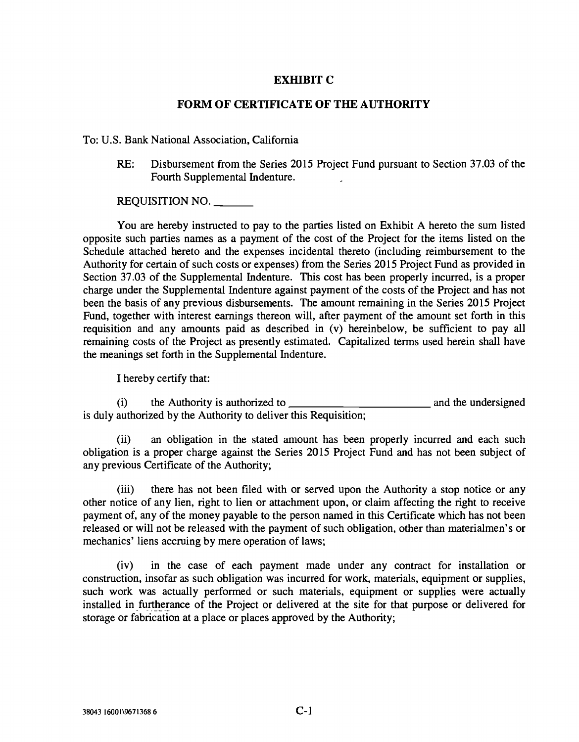# EXHIBIT C

## FORM OF CERTIFICATE OF THE AUTHORITY

To: U.S. Bank National Association, California

RE: Disbursement from the Series 2015 Project Fund pursuant to Section 37.03 of the Fourth Supplemental Indenture.

REQUISITION NO. _______

You are hereby instructed to pay to the parties listed on Exhibit A hereto the sum listed opposite such parties names as a payment of the cost of the Project for the items listed on the Schedule attached hereto and the expenses incidental thereto (including reimbursement to the Authority for certain of such costs or expenses) from the Series 2015 Project Fund as provided in Section 37.03 of the Supplemental Indenture. This cost has been properly incurred, is a proper charge under the Supplemental Indenture against payment of the costs of the Project and has not been the basis of any previous disbursements. The amount remaining in the Series 2015 Project Fund, together with interest earnings thereon will, after payment of the amount set forth in this requisition and any amounts paid as described in (v) hereinbelow, be sufficient to pay all remaining costs of the Project as presently estimated. Capitalized terms used herein shall have the meanings set forth in the Supplemental Indenture.

I hereby certify that:

(i) the Authority is authorized to __________________________ and the undersigned is duly authorized by the Authority to deliver this Requisition;

(ii) an obligation in the stated amount has been properly incurred and each such obligation is a proper charge against the Series 2015 Project Fund and has not been subject of any previous Certificate of the Authority;

(iii) there has not been filed with or served upon the Authority a stop notice or any other notice of any lien, right to lien or attachment upon, or claim affecting the right to receive payment of, any of the money payable to the person named in this Certificate which has not been released or will not be released with the payment of such obligation, other than materialmen's or mechanics' liens accruing by mere operation of laws;

(iv) in the case of each payment made under any contract for installation or construction, insofar as such obligation was incurred for work, materials, equipment or supplies, such work was actually performed or such materials, equipment or supplies were actually installed in furtherance of the Project or delivered at the site for that purpose or delivered for storage or fabrication at a place or places approved by the Authority;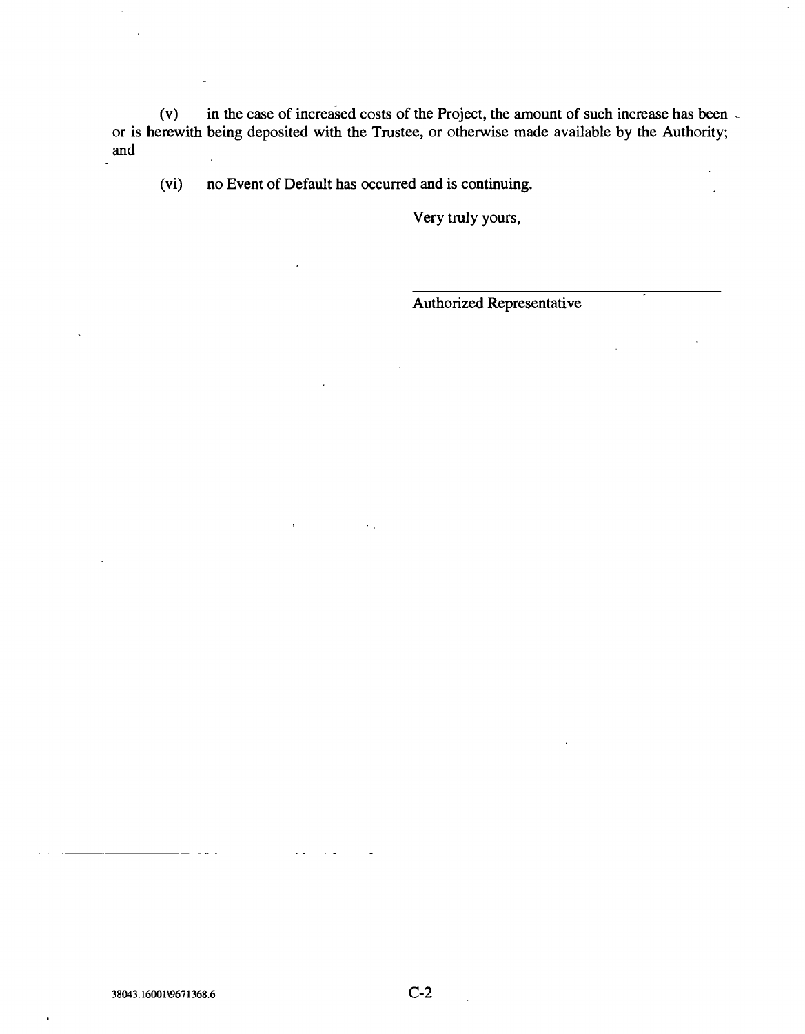(v) in the case of increased costs of the Project, the amount of such increase has been or is herewith being deposited with the Trustee, or otherwise made available by the Authority; and

(vi) no Event of Default has occurred and is continuing.

Very truly yours,

\_\_\_\_\_\_\_\_\_\_\_\_\_\_\_\_\_\_\_\_\_\_\_\_\_\_\_\_\_\_\_\_\_\_\_\_\_\_

Authorized Representative

38043.16001\9671368.6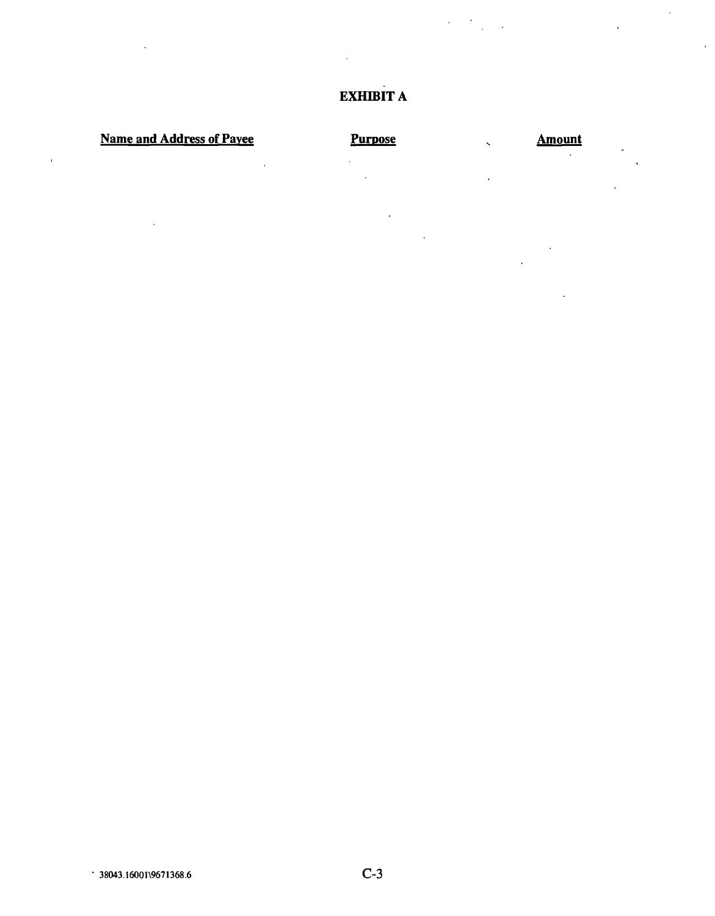# EXHIBIT A

| Name and Address of Payee | Purpose | Amount |
| --- | --- | --- |